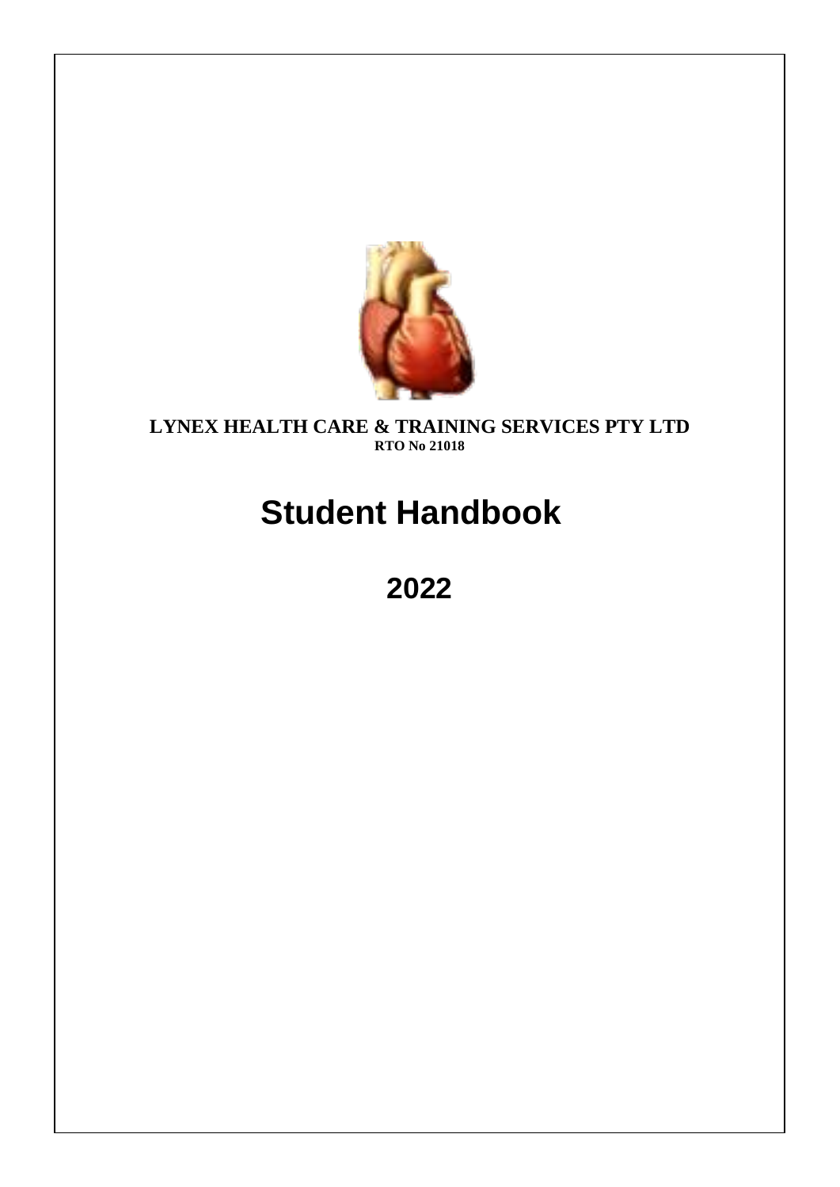**LYNEX HEALTH CARE & TRAINING SERVICES PTY LTD**
**RTO No 21018**

# Student Handbook

# 2022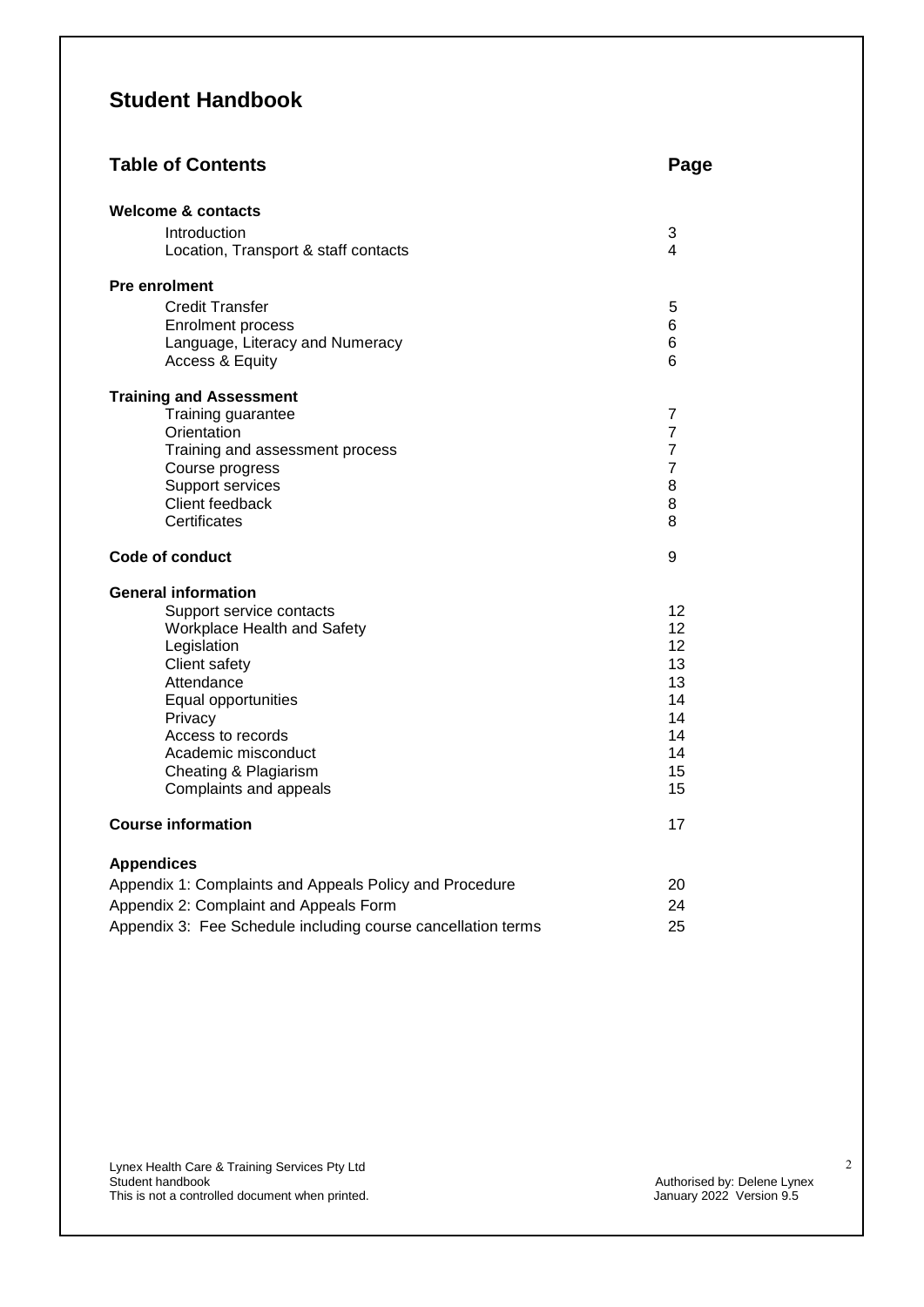# Student Handbook

## Table of Contents

| Section | Page |
|---|---|
| **Welcome & contacts** | |
| Introduction | 3 |
| Location, Transport & staff contacts | 4 |
| **Pre enrolment** | |
| Credit Transfer | 5 |
| Enrolment process | 6 |
| Language, Literacy and Numeracy | 6 |
| Access & Equity | 6 |
| **Training and Assessment** | |
| Training guarantee | 7 |
| Orientation | 7 |
| Training and assessment process | 7 |
| Course progress | 7 |
| Support services | 8 |
| Client feedback | 8 |
| Certificates | 8 |
| **Code of conduct** | 9 |
| **General information** | |
| Support service contacts | 12 |
| Workplace Health and Safety | 12 |
| Legislation | 12 |
| Client safety | 13 |
| Attendance | 13 |
| Equal opportunities | 14 |
| Privacy | 14 |
| Access to records | 14 |
| Academic misconduct | 14 |
| Cheating & Plagiarism | 15 |
| Complaints and appeals | 15 |
| **Course information** | 17 |
| **Appendices** | |
| Appendix 1: Complaints and Appeals Policy and Procedure | 20 |
| Appendix 2: Complaint and Appeals Form | 24 |
| Appendix 3: Fee Schedule including course cancellation terms | 25 |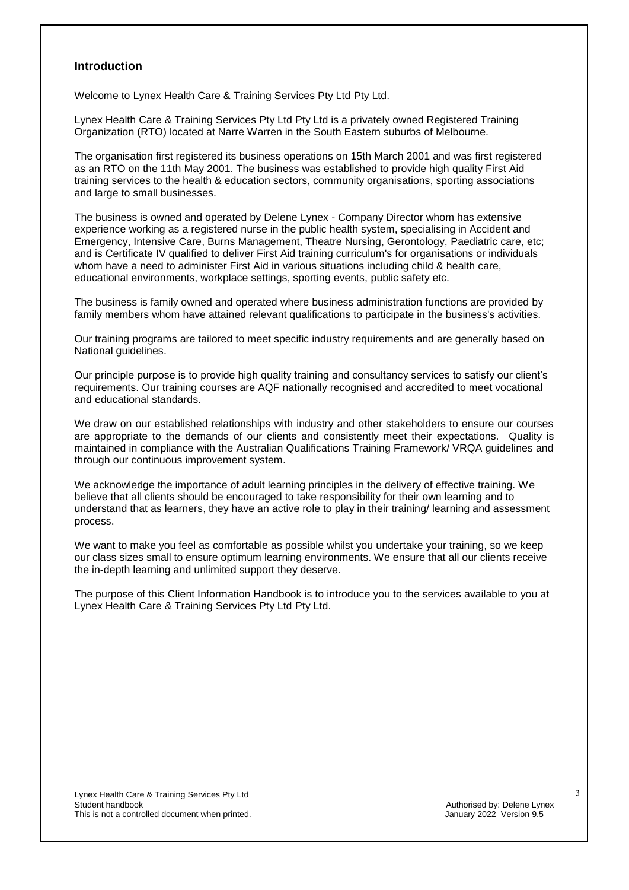## Introduction

Welcome to Lynex Health Care & Training Services Pty Ltd Pty Ltd.

Lynex Health Care & Training Services Pty Ltd Pty Ltd is a privately owned Registered Training Organization (RTO) located at Narre Warren in the South Eastern suburbs of Melbourne.

The organisation first registered its business operations on 15th March 2001 and was first registered as an RTO on the 11th May 2001. The business was established to provide high quality First Aid training services to the health & education sectors, community organisations, sporting associations and large to small businesses.

The business is owned and operated by Delene Lynex - Company Director whom has extensive experience working as a registered nurse in the public health system, specialising in Accident and Emergency, Intensive Care, Burns Management, Theatre Nursing, Gerontology, Paediatric care, etc; and is Certificate IV qualified to deliver First Aid training curriculum's for organisations or individuals whom have a need to administer First Aid in various situations including child & health care, educational environments, workplace settings, sporting events, public safety etc.

The business is family owned and operated where business administration functions are provided by family members whom have attained relevant qualifications to participate in the business's activities.

Our training programs are tailored to meet specific industry requirements and are generally based on National guidelines.

Our principle purpose is to provide high quality training and consultancy services to satisfy our client's requirements. Our training courses are AQF nationally recognised and accredited to meet vocational and educational standards.

We draw on our established relationships with industry and other stakeholders to ensure our courses are appropriate to the demands of our clients and consistently meet their expectations. Quality is maintained in compliance with the Australian Qualifications Training Framework/ VRQA guidelines and through our continuous improvement system.

We acknowledge the importance of adult learning principles in the delivery of effective training. We believe that all clients should be encouraged to take responsibility for their own learning and to understand that as learners, they have an active role to play in their training/ learning and assessment process.

We want to make you feel as comfortable as possible whilst you undertake your training, so we keep our class sizes small to ensure optimum learning environments. We ensure that all our clients receive the in-depth learning and unlimited support they deserve.

The purpose of this Client Information Handbook is to introduce you to the services available to you at Lynex Health Care & Training Services Pty Ltd Pty Ltd.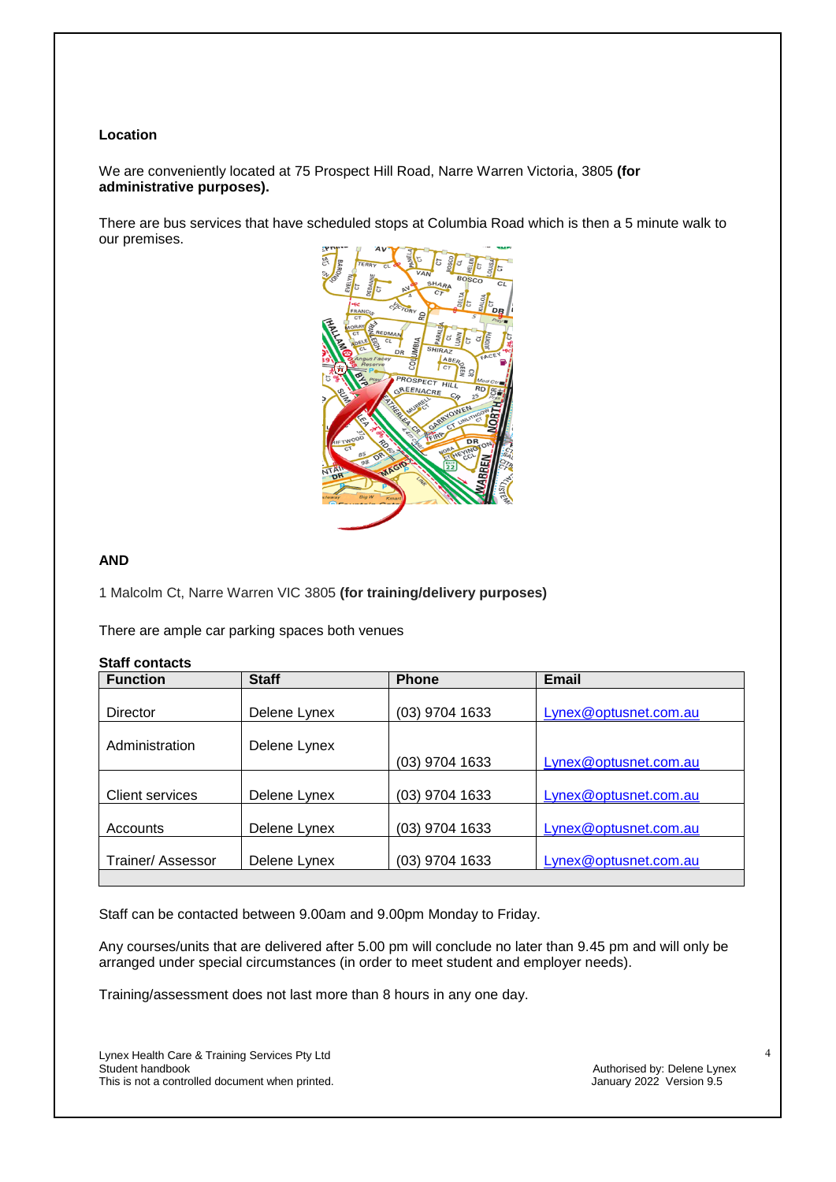**Location**

We are conveniently located at 75 Prospect Hill Road, Narre Warren Victoria, 3805 **(for administrative purposes).**

There are bus services that have scheduled stops at Columbia Road which is then a 5 minute walk to our premises.

**AND**

1 Malcolm Ct, Narre Warren VIC 3805 **(for training/delivery purposes)**

There are ample car parking spaces both venues

**Staff contacts**

| Function | Staff | Phone | Email |
|---|---|---|---|
| Director | Delene Lynex | (03) 9704 1633 | Lynex@optusnet.com.au |
| Administration | Delene Lynex | (03) 9704 1633 | Lynex@optusnet.com.au |
| Client services | Delene Lynex | (03) 9704 1633 | Lynex@optusnet.com.au |
| Accounts | Delene Lynex | (03) 9704 1633 | Lynex@optusnet.com.au |
| Trainer/ Assessor | Delene Lynex | (03) 9704 1633 | Lynex@optusnet.com.au |

Staff can be contacted between 9.00am and 9.00pm Monday to Friday.

Any courses/units that are delivered after 5.00 pm will conclude no later than 9.45 pm and will only be arranged under special circumstances (in order to meet student and employer needs).

Training/assessment does not last more than 8 hours in any one day.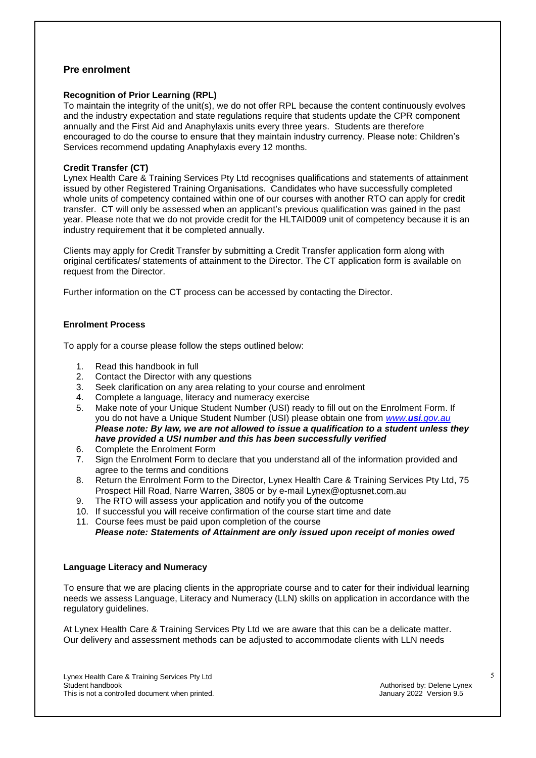## Pre enrolment

### Recognition of Prior Learning (RPL)

To maintain the integrity of the unit(s), we do not offer RPL because the content continuously evolves and the industry expectation and state regulations require that students update the CPR component annually and the First Aid and Anaphylaxis units every three years. Students are therefore encouraged to do the course to ensure that they maintain industry currency. Please note: Children's Services recommend updating Anaphylaxis every 12 months.

### Credit Transfer (CT)

Lynex Health Care & Training Services Pty Ltd recognises qualifications and statements of attainment issued by other Registered Training Organisations. Candidates who have successfully completed whole units of competency contained within one of our courses with another RTO can apply for credit transfer. CT will only be assessed when an applicant's previous qualification was gained in the past year. Please note that we do not provide credit for the HLTAID009 unit of competency because it is an industry requirement that it be completed annually.

Clients may apply for Credit Transfer by submitting a Credit Transfer application form along with original certificates/ statements of attainment to the Director. The CT application form is available on request from the Director.

Further information on the CT process can be accessed by contacting the Director.

### Enrolment Process

To apply for a course please follow the steps outlined below:

1. Read this handbook in full
2. Contact the Director with any questions
3. Seek clarification on any area relating to your course and enrolment
4. Complete a language, literacy and numeracy exercise
5. Make note of your Unique Student Number (USI) ready to fill out on the Enrolment Form. If you do not have a Unique Student Number (USI) please obtain one from *www.**usi**.gov.au*
   ***Please note: By law, we are not allowed to issue a qualification to a student unless they have provided a USI number and this has been successfully verified***
6. Complete the Enrolment Form
7. Sign the Enrolment Form to declare that you understand all of the information provided and agree to the terms and conditions
8. Return the Enrolment Form to the Director, Lynex Health Care & Training Services Pty Ltd, 75 Prospect Hill Road, Narre Warren, 3805 or by e-mail Lynex@optusnet.com.au
9. The RTO will assess your application and notify you of the outcome
10. If successful you will receive confirmation of the course start time and date
11. Course fees must be paid upon completion of the course
    ***Please note: Statements of Attainment are only issued upon receipt of monies owed***

### Language Literacy and Numeracy

To ensure that we are placing clients in the appropriate course and to cater for their individual learning needs we assess Language, Literacy and Numeracy (LLN) skills on application in accordance with the regulatory guidelines.

At Lynex Health Care & Training Services Pty Ltd we are aware that this can be a delicate matter. Our delivery and assessment methods can be adjusted to accommodate clients with LLN needs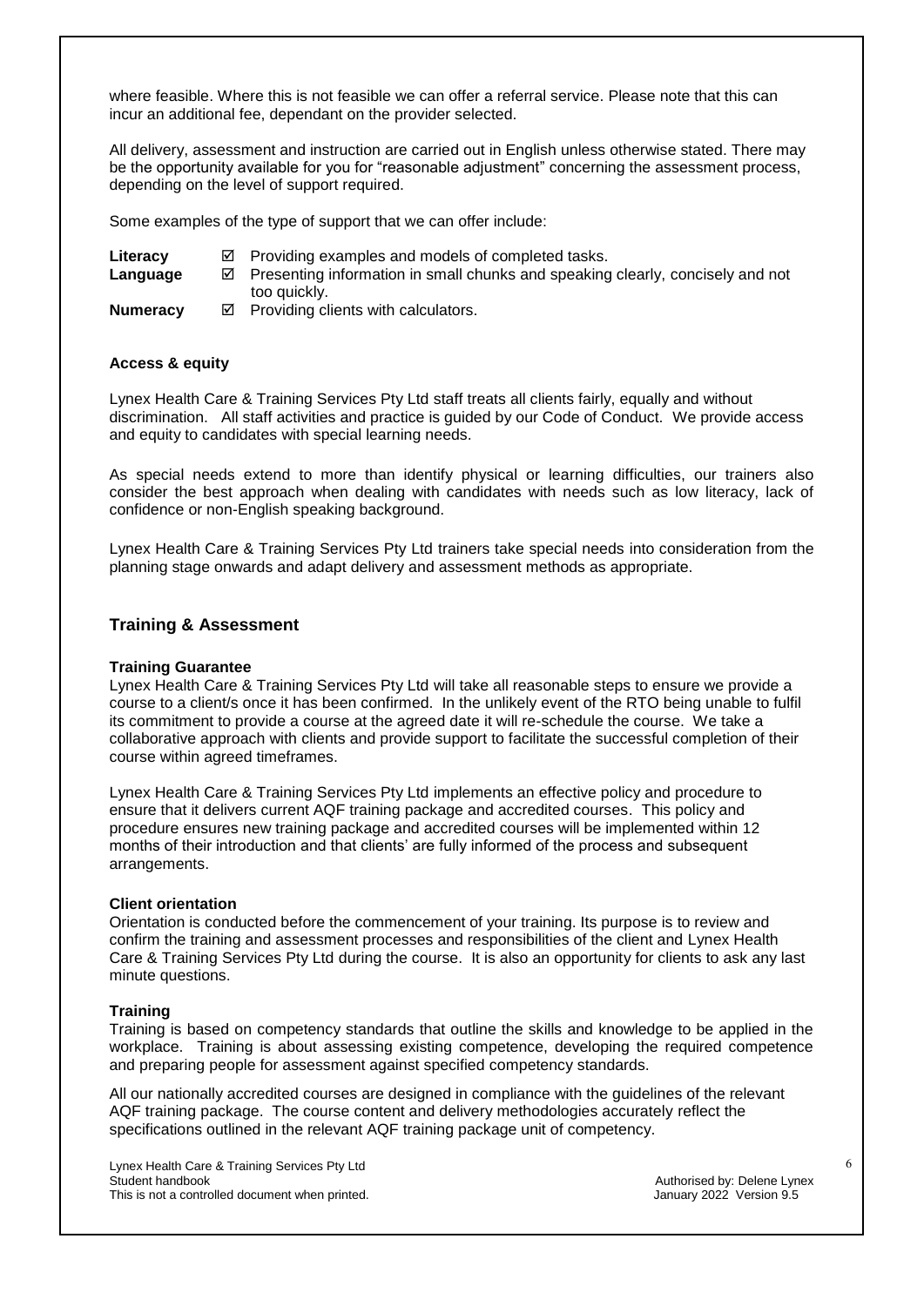where feasible. Where this is not feasible we can offer a referral service. Please note that this can incur an additional fee, dependant on the provider selected.

All delivery, assessment and instruction are carried out in English unless otherwise stated. There may be the opportunity available for you for "reasonable adjustment" concerning the assessment process, depending on the level of support required.

Some examples of the type of support that we can offer include:

| | |
|---|---|
| **Literacy** | ☑ Providing examples and models of completed tasks. |
| **Language** | ☑ Presenting information in small chunks and speaking clearly, concisely and not too quickly. |
| **Numeracy** | ☑ Providing clients with calculators. |

**Access & equity**

Lynex Health Care & Training Services Pty Ltd staff treats all clients fairly, equally and without discrimination. All staff activities and practice is guided by our Code of Conduct. We provide access and equity to candidates with special learning needs.

As special needs extend to more than identify physical or learning difficulties, our trainers also consider the best approach when dealing with candidates with needs such as low literacy, lack of confidence or non-English speaking background.

Lynex Health Care & Training Services Pty Ltd trainers take special needs into consideration from the planning stage onwards and adapt delivery and assessment methods as appropriate.

## Training & Assessment

**Training Guarantee**

Lynex Health Care & Training Services Pty Ltd will take all reasonable steps to ensure we provide a course to a client/s once it has been confirmed. In the unlikely event of the RTO being unable to fulfil its commitment to provide a course at the agreed date it will re-schedule the course. We take a collaborative approach with clients and provide support to facilitate the successful completion of their course within agreed timeframes.

Lynex Health Care & Training Services Pty Ltd implements an effective policy and procedure to ensure that it delivers current AQF training package and accredited courses. This policy and procedure ensures new training package and accredited courses will be implemented within 12 months of their introduction and that clients' are fully informed of the process and subsequent arrangements.

**Client orientation**

Orientation is conducted before the commencement of your training. Its purpose is to review and confirm the training and assessment processes and responsibilities of the client and Lynex Health Care & Training Services Pty Ltd during the course. It is also an opportunity for clients to ask any last minute questions.

**Training**

Training is based on competency standards that outline the skills and knowledge to be applied in the workplace. Training is about assessing existing competence, developing the required competence and preparing people for assessment against specified competency standards.

All our nationally accredited courses are designed in compliance with the guidelines of the relevant AQF training package. The course content and delivery methodologies accurately reflect the specifications outlined in the relevant AQF training package unit of competency.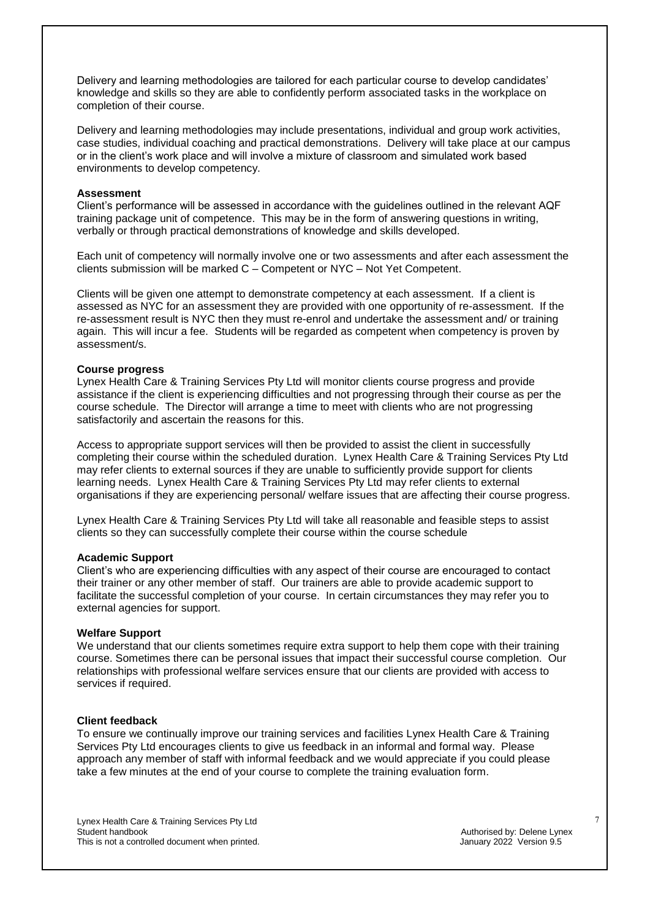Delivery and learning methodologies are tailored for each particular course to develop candidates' knowledge and skills so they are able to confidently perform associated tasks in the workplace on completion of their course.

Delivery and learning methodologies may include presentations, individual and group work activities, case studies, individual coaching and practical demonstrations. Delivery will take place at our campus or in the client's work place and will involve a mixture of classroom and simulated work based environments to develop competency.

**Assessment**

Client's performance will be assessed in accordance with the guidelines outlined in the relevant AQF training package unit of competence. This may be in the form of answering questions in writing, verbally or through practical demonstrations of knowledge and skills developed.

Each unit of competency will normally involve one or two assessments and after each assessment the clients submission will be marked C – Competent or NYC – Not Yet Competent.

Clients will be given one attempt to demonstrate competency at each assessment. If a client is assessed as NYC for an assessment they are provided with one opportunity of re-assessment. If the re-assessment result is NYC then they must re-enrol and undertake the assessment and/ or training again. This will incur a fee. Students will be regarded as competent when competency is proven by assessment/s.

**Course progress**

Lynex Health Care & Training Services Pty Ltd will monitor clients course progress and provide assistance if the client is experiencing difficulties and not progressing through their course as per the course schedule. The Director will arrange a time to meet with clients who are not progressing satisfactorily and ascertain the reasons for this.

Access to appropriate support services will then be provided to assist the client in successfully completing their course within the scheduled duration. Lynex Health Care & Training Services Pty Ltd may refer clients to external sources if they are unable to sufficiently provide support for clients learning needs. Lynex Health Care & Training Services Pty Ltd may refer clients to external organisations if they are experiencing personal/ welfare issues that are affecting their course progress.

Lynex Health Care & Training Services Pty Ltd will take all reasonable and feasible steps to assist clients so they can successfully complete their course within the course schedule

**Academic Support**

Client's who are experiencing difficulties with any aspect of their course are encouraged to contact their trainer or any other member of staff. Our trainers are able to provide academic support to facilitate the successful completion of your course. In certain circumstances they may refer you to external agencies for support.

**Welfare Support**

We understand that our clients sometimes require extra support to help them cope with their training course. Sometimes there can be personal issues that impact their successful course completion. Our relationships with professional welfare services ensure that our clients are provided with access to services if required.

**Client feedback**

To ensure we continually improve our training services and facilities Lynex Health Care & Training Services Pty Ltd encourages clients to give us feedback in an informal and formal way. Please approach any member of staff with informal feedback and we would appreciate if you could please take a few minutes at the end of your course to complete the training evaluation form.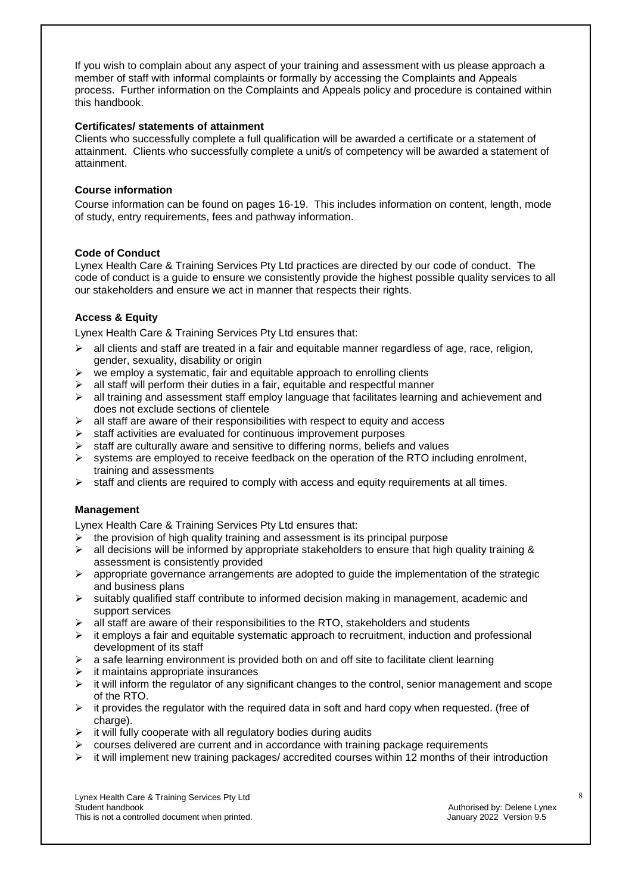If you wish to complain about any aspect of your training and assessment with us please approach a member of staff with informal complaints or formally by accessing the Complaints and Appeals process. Further information on the Complaints and Appeals policy and procedure is contained within this handbook.

**Certificates/ statements of attainment**

Clients who successfully complete a full qualification will be awarded a certificate or a statement of attainment. Clients who successfully complete a unit/s of competency will be awarded a statement of attainment.

**Course information**

Course information can be found on pages 16-19. This includes information on content, length, mode of study, entry requirements, fees and pathway information.

**Code of Conduct**

Lynex Health Care & Training Services Pty Ltd practices are directed by our code of conduct. The code of conduct is a guide to ensure we consistently provide the highest possible quality services to all our stakeholders and ensure we act in manner that respects their rights.

**Access & Equity**

Lynex Health Care & Training Services Pty Ltd ensures that:

- all clients and staff are treated in a fair and equitable manner regardless of age, race, religion, gender, sexuality, disability or origin
- we employ a systematic, fair and equitable approach to enrolling clients
- all staff will perform their duties in a fair, equitable and respectful manner
- all training and assessment staff employ language that facilitates learning and achievement and does not exclude sections of clientele
- all staff are aware of their responsibilities with respect to equity and access
- staff activities are evaluated for continuous improvement purposes
- staff are culturally aware and sensitive to differing norms, beliefs and values
- systems are employed to receive feedback on the operation of the RTO including enrolment, training and assessments
- staff and clients are required to comply with access and equity requirements at all times.

**Management**

Lynex Health Care & Training Services Pty Ltd ensures that:

- the provision of high quality training and assessment is its principal purpose
- all decisions will be informed by appropriate stakeholders to ensure that high quality training & assessment is consistently provided
- appropriate governance arrangements are adopted to guide the implementation of the strategic and business plans
- suitably qualified staff contribute to informed decision making in management, academic and support services
- all staff are aware of their responsibilities to the RTO, stakeholders and students
- it employs a fair and equitable systematic approach to recruitment, induction and professional development of its staff
- a safe learning environment is provided both on and off site to facilitate client learning
- it maintains appropriate insurances
- it will inform the regulator of any significant changes to the control, senior management and scope of the RTO.
- it provides the regulator with the required data in soft and hard copy when requested. (free of charge).
- it will fully cooperate with all regulatory bodies during audits
- courses delivered are current and in accordance with training package requirements
- it will implement new training packages/ accredited courses within 12 months of their introduction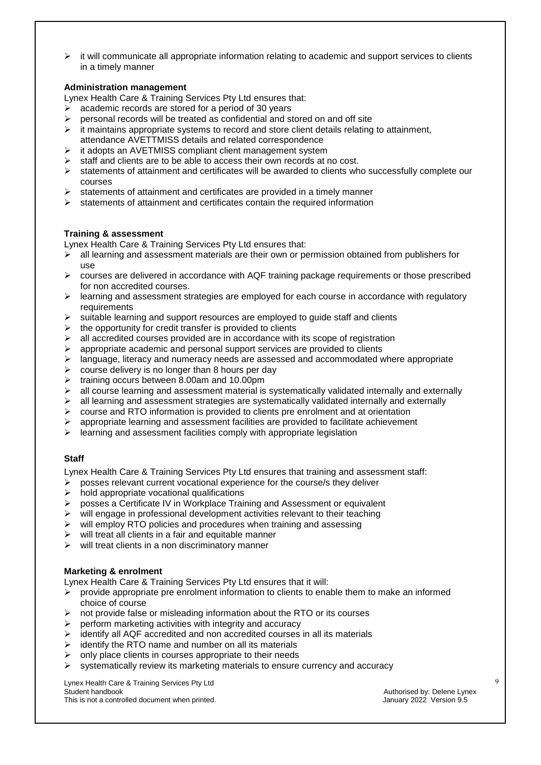- it will communicate all appropriate information relating to academic and support services to clients in a timely manner

**Administration management**

Lynex Health Care & Training Services Pty Ltd ensures that:

- academic records are stored for a period of 30 years
- personal records will be treated as confidential and stored on and off site
- it maintains appropriate systems to record and store client details relating to attainment, attendance AVETTMISS details and related correspondence
- it adopts an AVETMISS compliant client management system
- staff and clients are to be able to access their own records at no cost.
- statements of attainment and certificates will be awarded to clients who successfully complete our courses
- statements of attainment and certificates are provided in a timely manner
- statements of attainment and certificates contain the required information

**Training & assessment**

Lynex Health Care & Training Services Pty Ltd ensures that:

- all learning and assessment materials are their own or permission obtained from publishers for use
- courses are delivered in accordance with AQF training package requirements or those prescribed for non accredited courses.
- learning and assessment strategies are employed for each course in accordance with regulatory requirements
- suitable learning and support resources are employed to guide staff and clients
- the opportunity for credit transfer is provided to clients
- all accredited courses provided are in accordance with its scope of registration
- appropriate academic and personal support services are provided to clients
- language, literacy and numeracy needs are assessed and accommodated where appropriate
- course delivery is no longer than 8 hours per day
- training occurs between 8.00am and 10.00pm
- all course learning and assessment material is systematically validated internally and externally
- all learning and assessment strategies are systematically validated internally and externally
- course and RTO information is provided to clients pre enrolment and at orientation
- appropriate learning and assessment facilities are provided to facilitate achievement
- learning and assessment facilities comply with appropriate legislation

**Staff**

Lynex Health Care & Training Services Pty Ltd ensures that training and assessment staff:

- posses relevant current vocational experience for the course/s they deliver
- hold appropriate vocational qualifications
- posses a Certificate IV in Workplace Training and Assessment or equivalent
- will engage in professional development activities relevant to their teaching
- will employ RTO policies and procedures when training and assessing
- will treat all clients in a fair and equitable manner
- will treat clients in a non discriminatory manner

**Marketing & enrolment**

Lynex Health Care & Training Services Pty Ltd ensures that it will:

- provide appropriate pre enrolment information to clients to enable them to make an informed choice of course
- not provide false or misleading information about the RTO or its courses
- perform marketing activities with integrity and accuracy
- identify all AQF accredited and non accredited courses in all its materials
- identify the RTO name and number on all its materials
- only place clients in courses appropriate to their needs
- systematically review its marketing materials to ensure currency and accuracy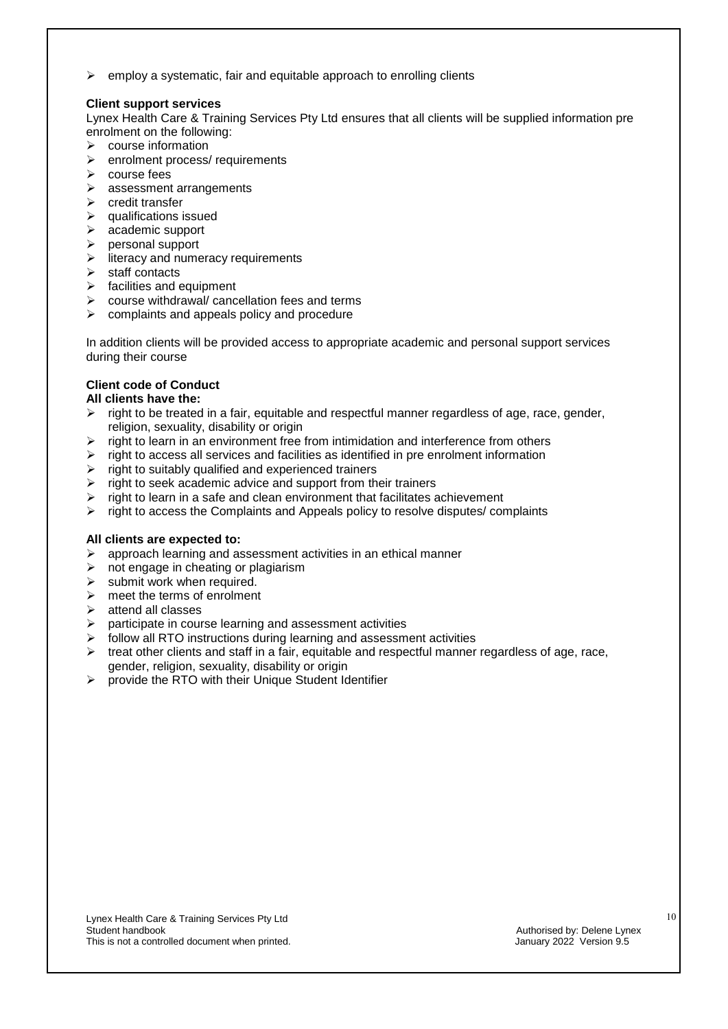- employ a systematic, fair and equitable approach to enrolling clients

**Client support services**

Lynex Health Care & Training Services Pty Ltd ensures that all clients will be supplied information pre enrolment on the following:

- course information
- enrolment process/ requirements
- course fees
- assessment arrangements
- credit transfer
- qualifications issued
- academic support
- personal support
- literacy and numeracy requirements
- staff contacts
- facilities and equipment
- course withdrawal/ cancellation fees and terms
- complaints and appeals policy and procedure

In addition clients will be provided access to appropriate academic and personal support services during their course

**Client code of Conduct**

**All clients have the:**

- right to be treated in a fair, equitable and respectful manner regardless of age, race, gender, religion, sexuality, disability or origin
- right to learn in an environment free from intimidation and interference from others
- right to access all services and facilities as identified in pre enrolment information
- right to suitably qualified and experienced trainers
- right to seek academic advice and support from their trainers
- right to learn in a safe and clean environment that facilitates achievement
- right to access the Complaints and Appeals policy to resolve disputes/ complaints

**All clients are expected to:**

- approach learning and assessment activities in an ethical manner
- not engage in cheating or plagiarism
- submit work when required.
- meet the terms of enrolment
- attend all classes
- participate in course learning and assessment activities
- follow all RTO instructions during learning and assessment activities
- treat other clients and staff in a fair, equitable and respectful manner regardless of age, race, gender, religion, sexuality, disability or origin
- provide the RTO with their Unique Student Identifier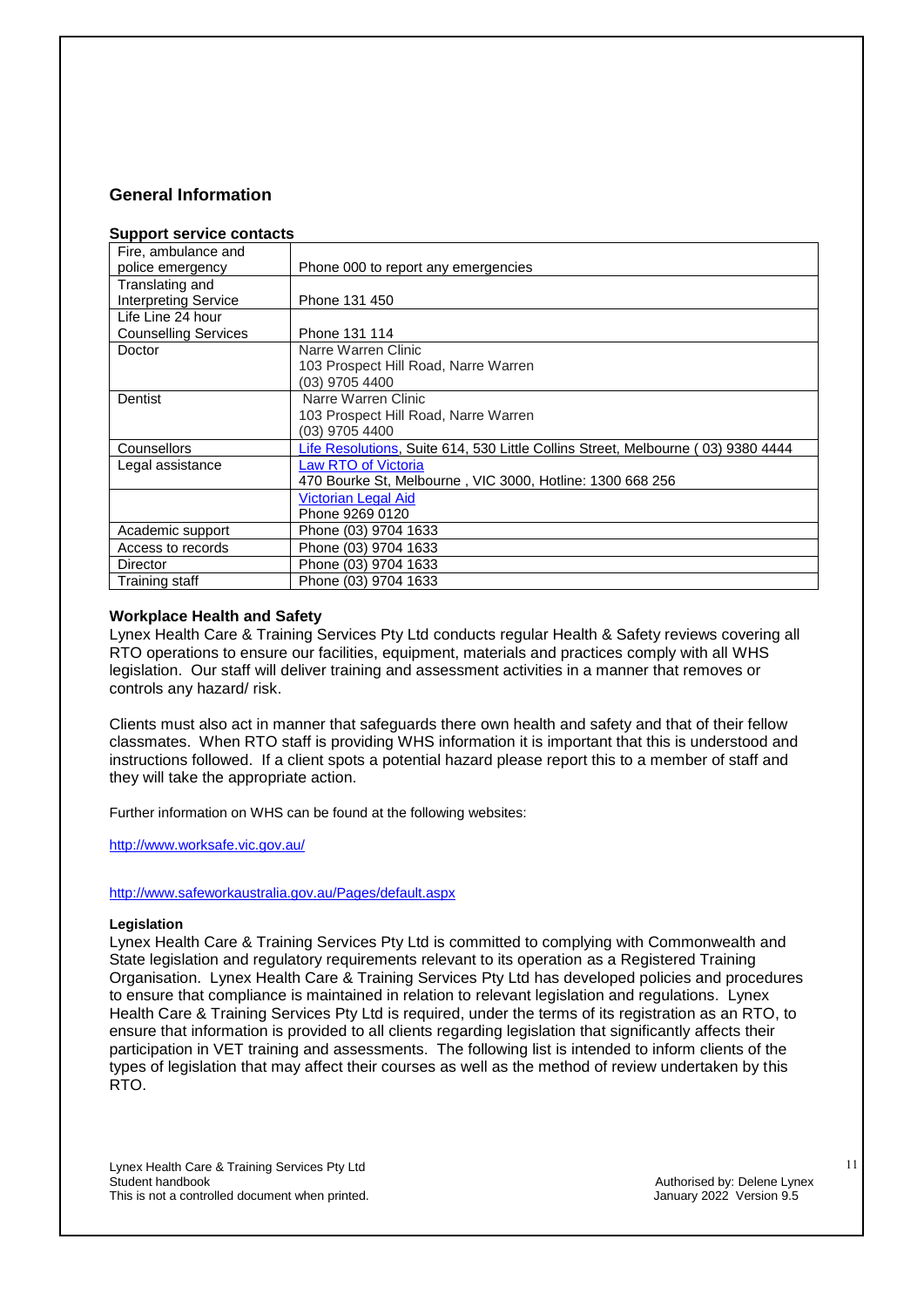## General Information

**Support service contacts**

| | |
|---|---|
| Fire, ambulance and police emergency | Phone 000 to report any emergencies |
| Translating and Interpreting Service | Phone 131 450 |
| Life Line 24 hour Counselling Services | Phone 131 114 |
| Doctor | Narre Warren Clinic<br>103 Prospect Hill Road, Narre Warren<br>(03) 9705 4400 |
| Dentist | Narre Warren Clinic<br>103 Prospect Hill Road, Narre Warren<br>(03) 9705 4400 |
| Counsellors | Life Resolutions, Suite 614, 530 Little Collins Street, Melbourne ( 03) 9380 4444 |
| Legal assistance | Law RTO of Victoria<br>470 Bourke St, Melbourne , VIC 3000, Hotline: 1300 668 256 |
| | Victorian Legal Aid<br>Phone 9269 0120 |
| Academic support | Phone (03) 9704 1633 |
| Access to records | Phone (03) 9704 1633 |
| Director | Phone (03) 9704 1633 |
| Training staff | Phone (03) 9704 1633 |

**Workplace Health and Safety**

Lynex Health Care & Training Services Pty Ltd conducts regular Health & Safety reviews covering all RTO operations to ensure our facilities, equipment, materials and practices comply with all WHS legislation. Our staff will deliver training and assessment activities in a manner that removes or controls any hazard/ risk.

Clients must also act in manner that safeguards there own health and safety and that of their fellow classmates. When RTO staff is providing WHS information it is important that this is understood and instructions followed. If a client spots a potential hazard please report this to a member of staff and they will take the appropriate action.

Further information on WHS can be found at the following websites:

http://www.worksafe.vic.gov.au/

http://www.safeworkaustralia.gov.au/Pages/default.aspx

**Legislation**

Lynex Health Care & Training Services Pty Ltd is committed to complying with Commonwealth and State legislation and regulatory requirements relevant to its operation as a Registered Training Organisation. Lynex Health Care & Training Services Pty Ltd has developed policies and procedures to ensure that compliance is maintained in relation to relevant legislation and regulations. Lynex Health Care & Training Services Pty Ltd is required, under the terms of its registration as an RTO, to ensure that information is provided to all clients regarding legislation that significantly affects their participation in VET training and assessments. The following list is intended to inform clients of the types of legislation that may affect their courses as well as the method of review undertaken by this RTO.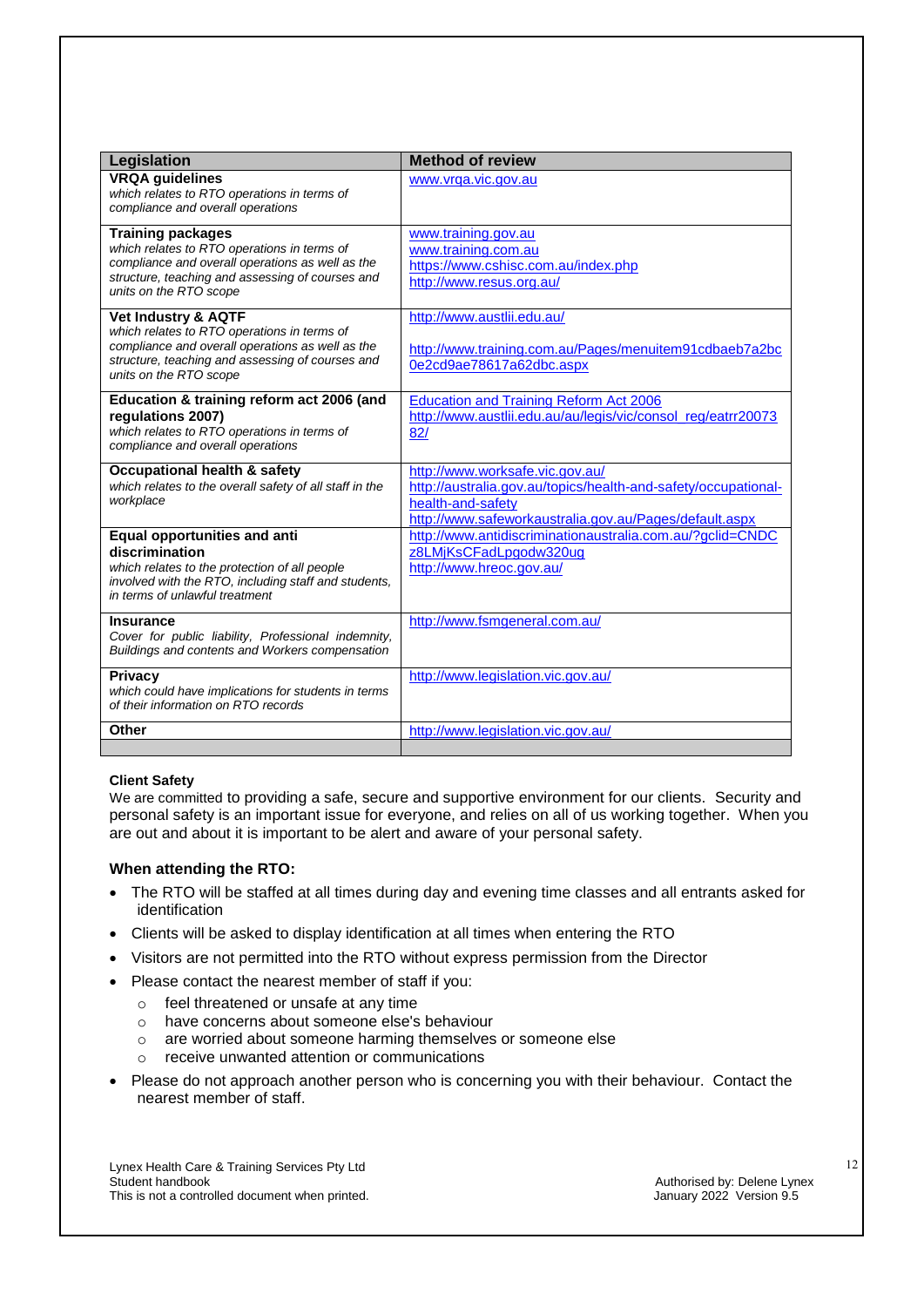| Legislation | Method of review |
|---|---|
| **VRQA guidelines**<br>*which relates to RTO operations in terms of compliance and overall operations* | www.vrqa.vic.gov.au |
| **Training packages**<br>*which relates to RTO operations in terms of compliance and overall operations as well as the structure, teaching and assessing of courses and units on the RTO scope* | www.training.gov.au<br>www.training.com.au<br>https://www.cshisc.com.au/index.php<br>http://www.resus.org.au/ |
| **Vet Industry & AQTF**<br>*which relates to RTO operations in terms of compliance and overall operations as well as the structure, teaching and assessing of courses and units on the RTO scope* | http://www.austlii.edu.au/<br>http://www.training.com.au/Pages/menuitem91cdbaeb7a2bc0e2cd9ae78617a62dbc.aspx |
| **Education & training reform act 2006 (and regulations 2007)**<br>*which relates to RTO operations in terms of compliance and overall operations* | Education and Training Reform Act 2006<br>http://www.austlii.edu.au/au/legis/vic/consol_reg/eatrr2007382/ |
| **Occupational health & safety**<br>*which relates to the overall safety of all staff in the workplace* | http://www.worksafe.vic.gov.au/<br>http://australia.gov.au/topics/health-and-safety/occupational-health-and-safety<br>http://www.safeworkaustralia.gov.au/Pages/default.aspx |
| **Equal opportunities and anti discrimination**<br>*which relates to the protection of all people involved with the RTO, including staff and students, in terms of unlawful treatment* | http://www.antidiscriminationaustralia.com.au/?gclid=CNDCz8LMjKsCFadLpgodw320ug<br>http://www.hreoc.gov.au/ |
| **Insurance**<br>*Cover for public liability, Professional indemnity, Buildings and contents and Workers compensation* | http://www.fsmgeneral.com.au/ |
| **Privacy**<br>*which could have implications for students in terms of their information on RTO records* | http://www.legislation.vic.gov.au/ |
| **Other** | http://www.legislation.vic.gov.au/ |
| | |

**Client Safety**

We are committed to providing a safe, secure and supportive environment for our clients. Security and personal safety is an important issue for everyone, and relies on all of us working together. When you are out and about it is important to be alert and aware of your personal safety.

**When attending the RTO:**

- The RTO will be staffed at all times during day and evening time classes and all entrants asked for identification
- Clients will be asked to display identification at all times when entering the RTO
- Visitors are not permitted into the RTO without express permission from the Director
- Please contact the nearest member of staff if you:
  - feel threatened or unsafe at any time
  - have concerns about someone else's behaviour
  - are worried about someone harming themselves or someone else
  - receive unwanted attention or communications
- Please do not approach another person who is concerning you with their behaviour. Contact the nearest member of staff.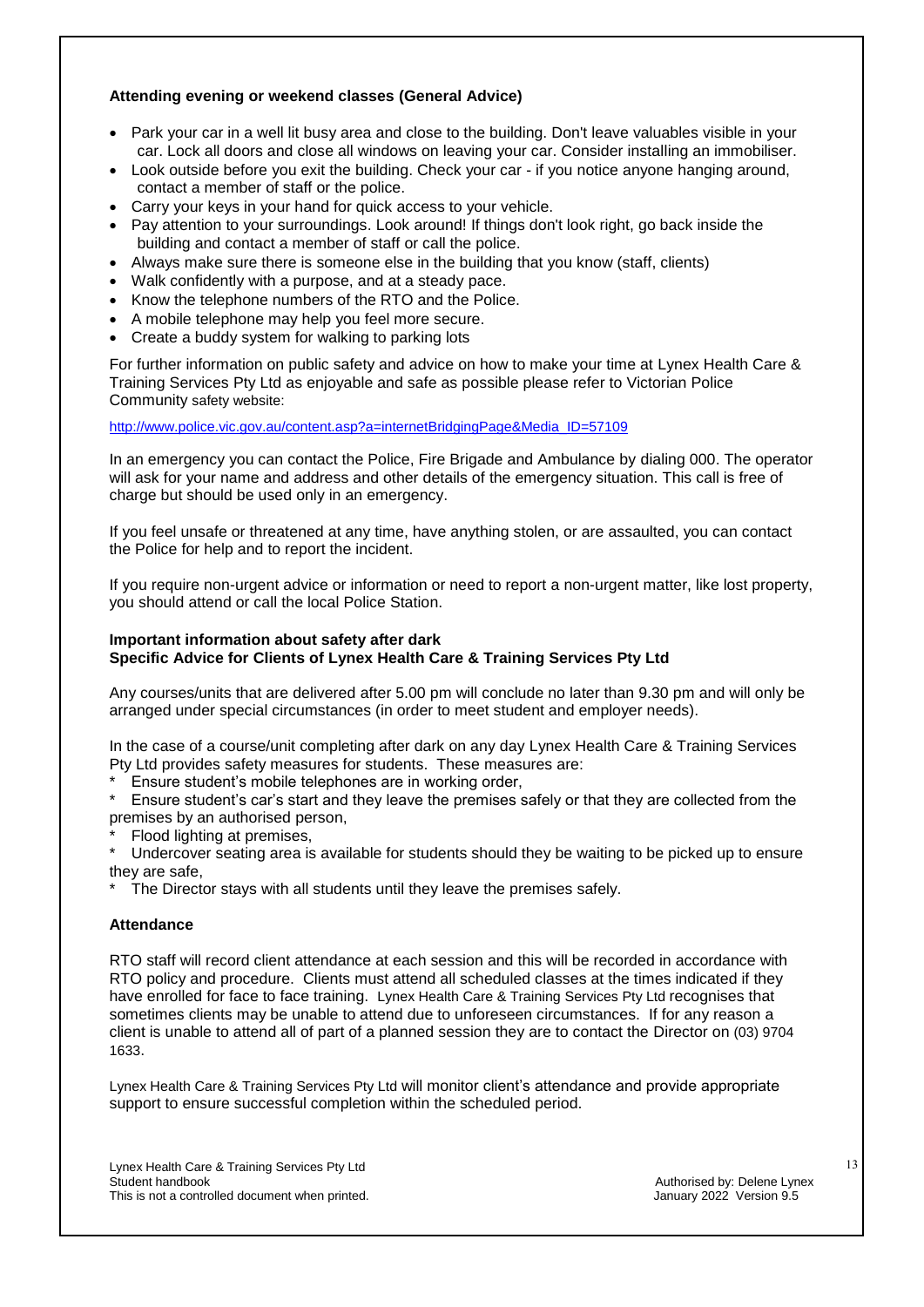**Attending evening or weekend classes (General Advice)**

- Park your car in a well lit busy area and close to the building. Don't leave valuables visible in your car. Lock all doors and close all windows on leaving your car. Consider installing an immobiliser.
- Look outside before you exit the building. Check your car - if you notice anyone hanging around, contact a member of staff or the police.
- Carry your keys in your hand for quick access to your vehicle.
- Pay attention to your surroundings. Look around! If things don't look right, go back inside the building and contact a member of staff or call the police.
- Always make sure there is someone else in the building that you know (staff, clients)
- Walk confidently with a purpose, and at a steady pace.
- Know the telephone numbers of the RTO and the Police.
- A mobile telephone may help you feel more secure.
- Create a buddy system for walking to parking lots

For further information on public safety and advice on how to make your time at Lynex Health Care & Training Services Pty Ltd as enjoyable and safe as possible please refer to Victorian Police Community safety website:

http://www.police.vic.gov.au/content.asp?a=internetBridgingPage&Media_ID=57109

In an emergency you can contact the Police, Fire Brigade and Ambulance by dialing 000. The operator will ask for your name and address and other details of the emergency situation. This call is free of charge but should be used only in an emergency.

If you feel unsafe or threatened at any time, have anything stolen, or are assaulted, you can contact the Police for help and to report the incident.

If you require non-urgent advice or information or need to report a non-urgent matter, like lost property, you should attend or call the local Police Station.

**Important information about safety after dark**
**Specific Advice for Clients of Lynex Health Care & Training Services Pty Ltd**

Any courses/units that are delivered after 5.00 pm will conclude no later than 9.30 pm and will only be arranged under special circumstances (in order to meet student and employer needs).

In the case of a course/unit completing after dark on any day Lynex Health Care & Training Services Pty Ltd provides safety measures for students. These measures are:

- Ensure student's mobile telephones are in working order,
- Ensure student's car's start and they leave the premises safely or that they are collected from the premises by an authorised person,
- Flood lighting at premises,
- Undercover seating area is available for students should they be waiting to be picked up to ensure they are safe,
- The Director stays with all students until they leave the premises safely.

**Attendance**

RTO staff will record client attendance at each session and this will be recorded in accordance with RTO policy and procedure. Clients must attend all scheduled classes at the times indicated if they have enrolled for face to face training. Lynex Health Care & Training Services Pty Ltd recognises that sometimes clients may be unable to attend due to unforeseen circumstances. If for any reason a client is unable to attend all of part of a planned session they are to contact the Director on (03) 9704 1633.

Lynex Health Care & Training Services Pty Ltd will monitor client's attendance and provide appropriate support to ensure successful completion within the scheduled period.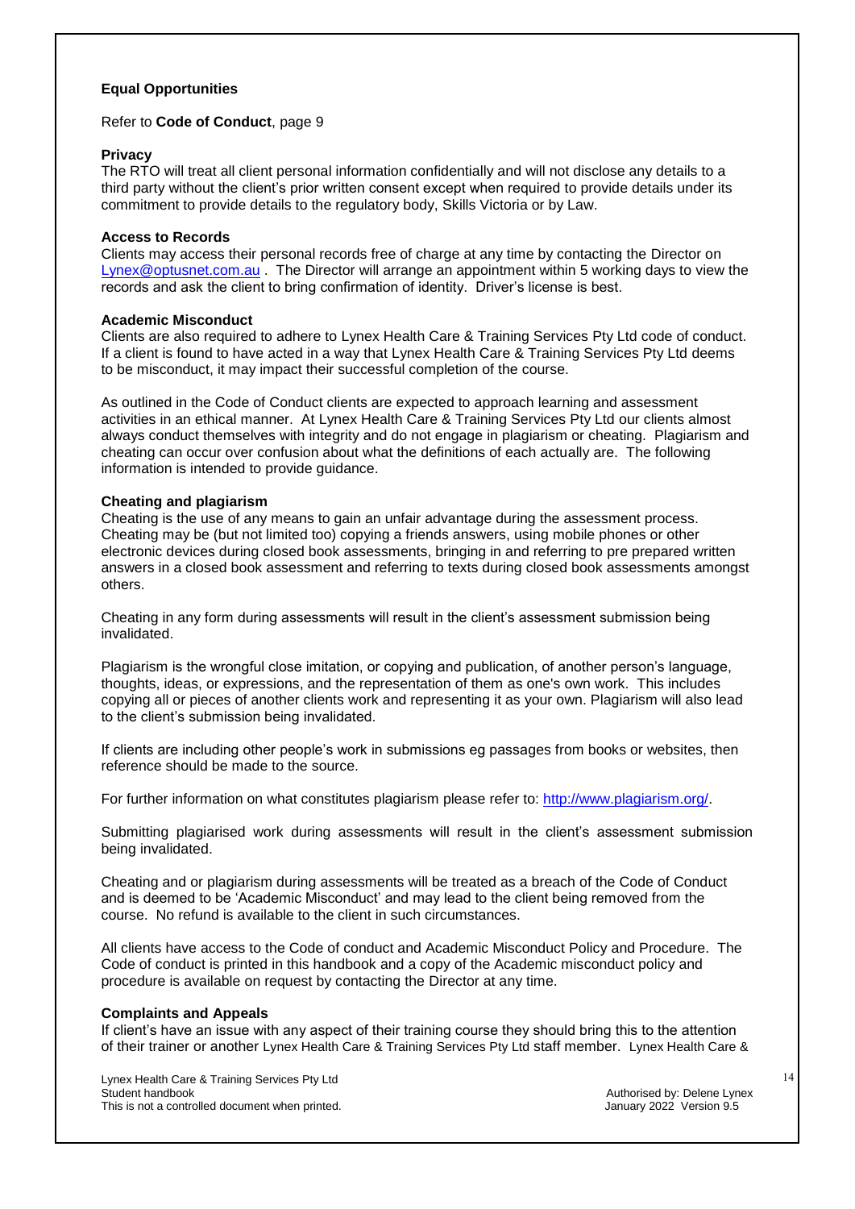**Equal Opportunities**

Refer to **Code of Conduct**, page 9

**Privacy**

The RTO will treat all client personal information confidentially and will not disclose any details to a third party without the client's prior written consent except when required to provide details under its commitment to provide details to the regulatory body, Skills Victoria or by Law.

**Access to Records**

Clients may access their personal records free of charge at any time by contacting the Director on Lynex@optusnet.com.au . The Director will arrange an appointment within 5 working days to view the records and ask the client to bring confirmation of identity. Driver's license is best.

**Academic Misconduct**

Clients are also required to adhere to Lynex Health Care & Training Services Pty Ltd code of conduct. If a client is found to have acted in a way that Lynex Health Care & Training Services Pty Ltd deems to be misconduct, it may impact their successful completion of the course.

As outlined in the Code of Conduct clients are expected to approach learning and assessment activities in an ethical manner. At Lynex Health Care & Training Services Pty Ltd our clients almost always conduct themselves with integrity and do not engage in plagiarism or cheating. Plagiarism and cheating can occur over confusion about what the definitions of each actually are. The following information is intended to provide guidance.

**Cheating and plagiarism**

Cheating is the use of any means to gain an unfair advantage during the assessment process. Cheating may be (but not limited too) copying a friends answers, using mobile phones or other electronic devices during closed book assessments, bringing in and referring to pre prepared written answers in a closed book assessment and referring to texts during closed book assessments amongst others.

Cheating in any form during assessments will result in the client's assessment submission being invalidated.

Plagiarism is the wrongful close imitation, or copying and publication, of another person's language, thoughts, ideas, or expressions, and the representation of them as one's own work. This includes copying all or pieces of another clients work and representing it as your own. Plagiarism will also lead to the client's submission being invalidated.

If clients are including other people's work in submissions eg passages from books or websites, then reference should be made to the source.

For further information on what constitutes plagiarism please refer to: http://www.plagiarism.org/.

Submitting plagiarised work during assessments will result in the client's assessment submission being invalidated.

Cheating and or plagiarism during assessments will be treated as a breach of the Code of Conduct and is deemed to be 'Academic Misconduct' and may lead to the client being removed from the course. No refund is available to the client in such circumstances.

All clients have access to the Code of conduct and Academic Misconduct Policy and Procedure. The Code of conduct is printed in this handbook and a copy of the Academic misconduct policy and procedure is available on request by contacting the Director at any time.

**Complaints and Appeals**

If client's have an issue with any aspect of their training course they should bring this to the attention of their trainer or another Lynex Health Care & Training Services Pty Ltd staff member. Lynex Health Care &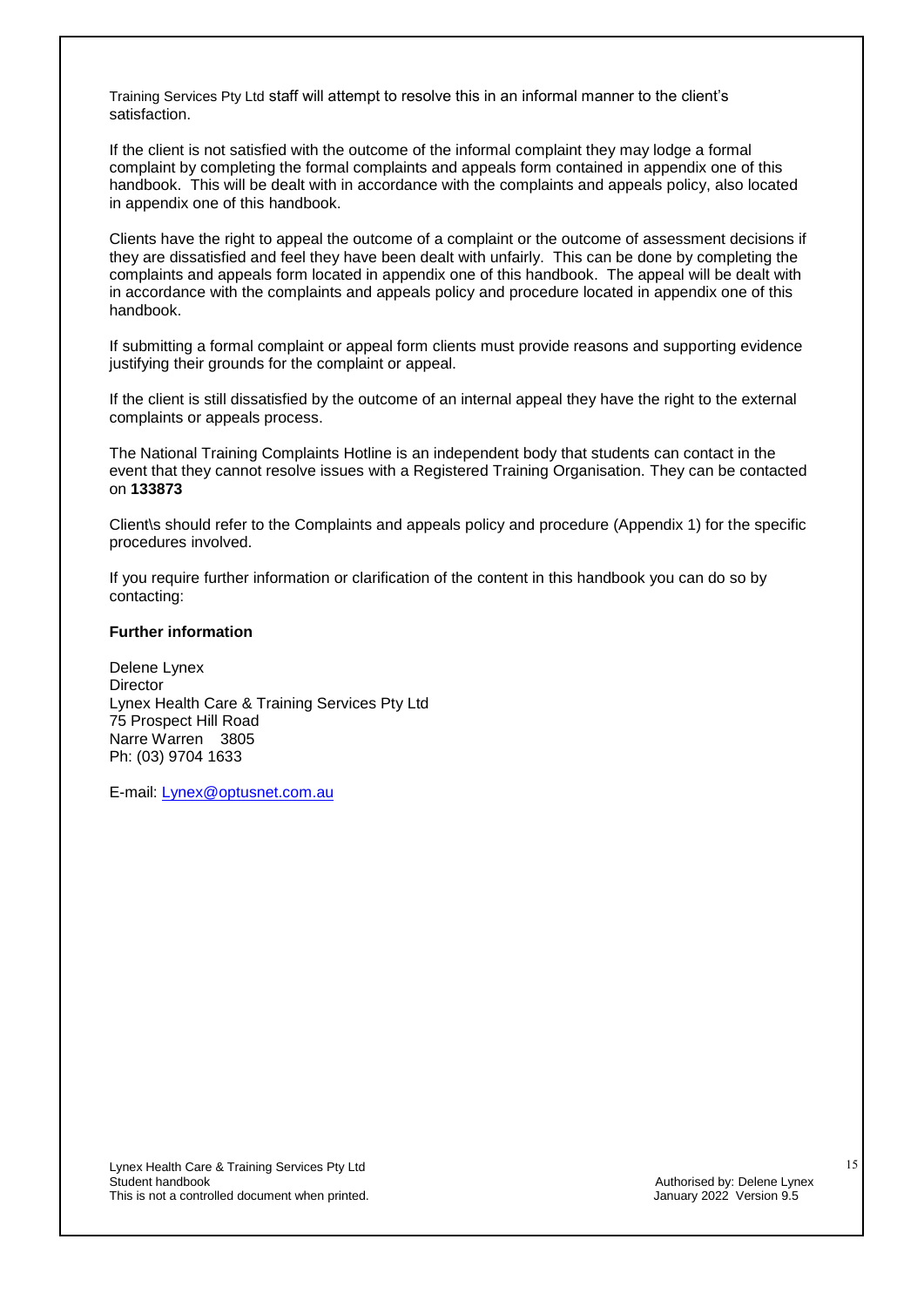Training Services Pty Ltd staff will attempt to resolve this in an informal manner to the client's satisfaction.

If the client is not satisfied with the outcome of the informal complaint they may lodge a formal complaint by completing the formal complaints and appeals form contained in appendix one of this handbook. This will be dealt with in accordance with the complaints and appeals policy, also located in appendix one of this handbook.

Clients have the right to appeal the outcome of a complaint or the outcome of assessment decisions if they are dissatisfied and feel they have been dealt with unfairly. This can be done by completing the complaints and appeals form located in appendix one of this handbook. The appeal will be dealt with in accordance with the complaints and appeals policy and procedure located in appendix one of this handbook.

If submitting a formal complaint or appeal form clients must provide reasons and supporting evidence justifying their grounds for the complaint or appeal.

If the client is still dissatisfied by the outcome of an internal appeal they have the right to the external complaints or appeals process.

The National Training Complaints Hotline is an independent body that students can contact in the event that they cannot resolve issues with a Registered Training Organisation. They can be contacted on **133873**

Client\s should refer to the Complaints and appeals policy and procedure (Appendix 1) for the specific procedures involved.

If you require further information or clarification of the content in this handbook you can do so by contacting:

**Further information**

Delene Lynex
Director
Lynex Health Care & Training Services Pty Ltd
75 Prospect Hill Road
Narre Warren 3805
Ph: (03) 9704 1633

E-mail: Lynex@optusnet.com.au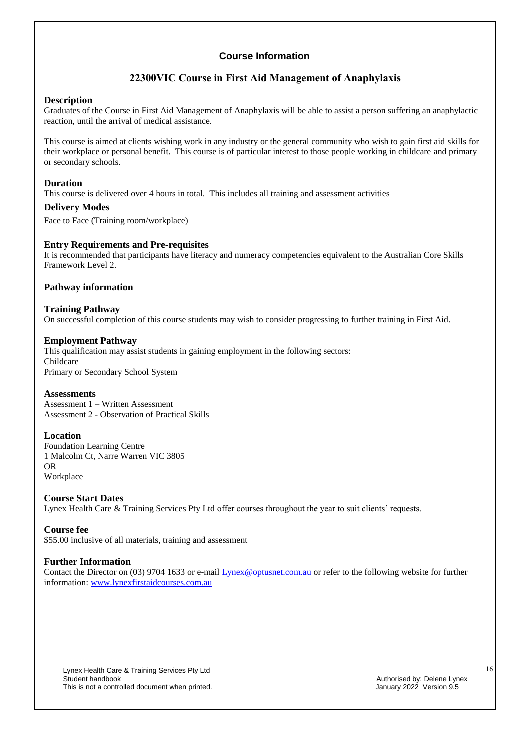## Course Information

## 22300VIC Course in First Aid Management of Anaphylaxis

### Description

Graduates of the Course in First Aid Management of Anaphylaxis will be able to assist a person suffering an anaphylactic reaction, until the arrival of medical assistance.

This course is aimed at clients wishing work in any industry or the general community who wish to gain first aid skills for their workplace or personal benefit. This course is of particular interest to those people working in childcare and primary or secondary schools.

### Duration

This course is delivered over 4 hours in total. This includes all training and assessment activities

### Delivery Modes

Face to Face (Training room/workplace)

### Entry Requirements and Pre-requisites

It is recommended that participants have literacy and numeracy competencies equivalent to the Australian Core Skills Framework Level 2.

### Pathway information

### Training Pathway

On successful completion of this course students may wish to consider progressing to further training in First Aid.

### Employment Pathway

This qualification may assist students in gaining employment in the following sectors:
Childcare
Primary or Secondary School System

### Assessments

Assessment 1 – Written Assessment
Assessment 2 - Observation of Practical Skills

### Location

Foundation Learning Centre
1 Malcolm Ct, Narre Warren VIC 3805
OR
Workplace

### Course Start Dates

Lynex Health Care & Training Services Pty Ltd offer courses throughout the year to suit clients' requests.

### Course fee

$55.00 inclusive of all materials, training and assessment

### Further Information

Contact the Director on (03) 9704 1633 or e-mail [Lynex@optusnet.com.au](mailto:Lynex@optusnet.com.au) or refer to the following website for further information: [www.lynexfirstaidcourses.com.au](http://www.lynexfirstaidcourses.com.au)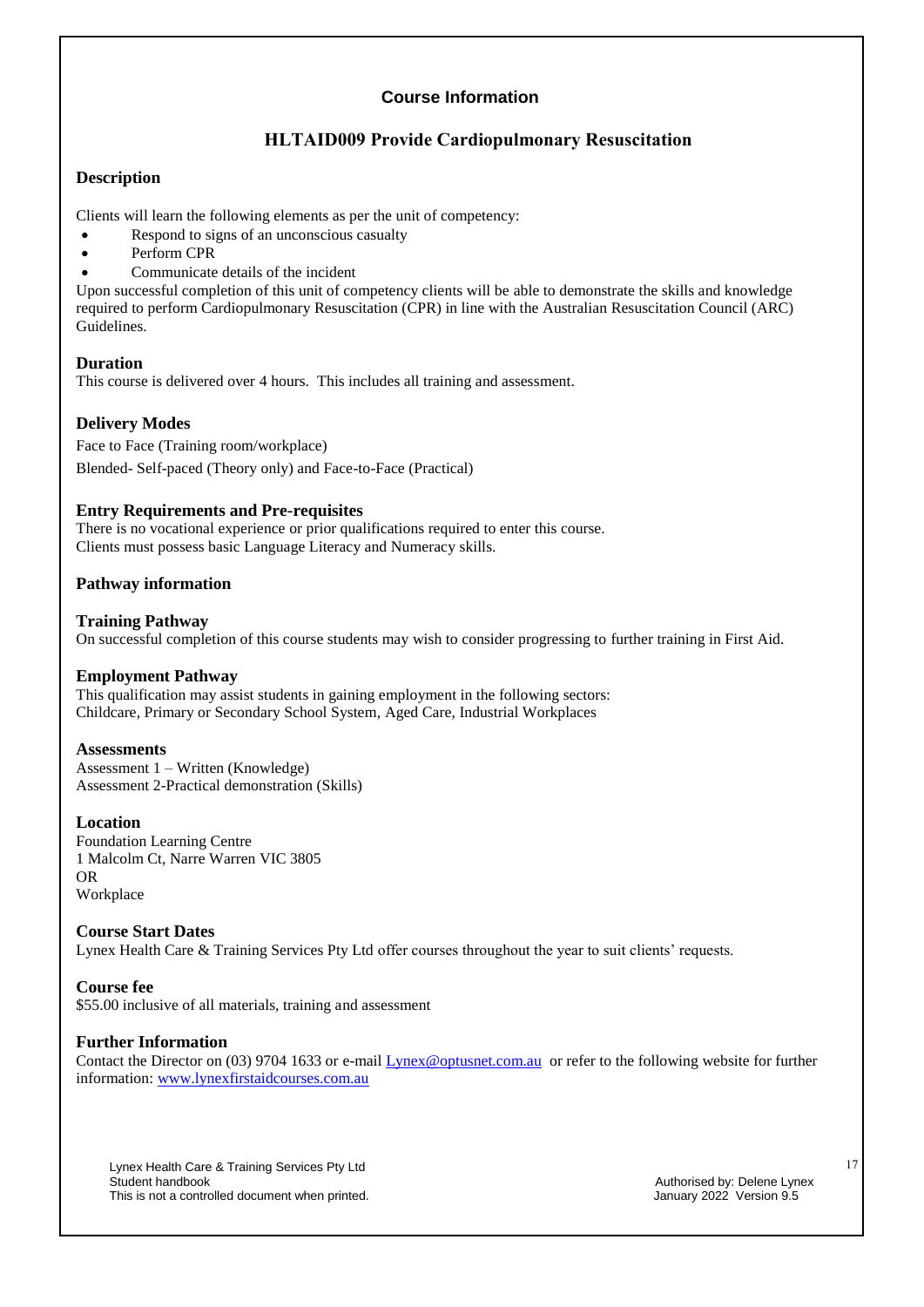## Course Information

## HLTAID009 Provide Cardiopulmonary Resuscitation

### Description

Clients will learn the following elements as per the unit of competency:

- Respond to signs of an unconscious casualty
- Perform CPR
- Communicate details of the incident

Upon successful completion of this unit of competency clients will be able to demonstrate the skills and knowledge required to perform Cardiopulmonary Resuscitation (CPR) in line with the Australian Resuscitation Council (ARC) Guidelines.

### Duration

This course is delivered over 4 hours. This includes all training and assessment.

### Delivery Modes

Face to Face (Training room/workplace)

Blended- Self-paced (Theory only) and Face-to-Face (Practical)

### Entry Requirements and Pre-requisites

There is no vocational experience or prior qualifications required to enter this course.
Clients must possess basic Language Literacy and Numeracy skills.

### Pathway information

#### Training Pathway

On successful completion of this course students may wish to consider progressing to further training in First Aid.

#### Employment Pathway

This qualification may assist students in gaining employment in the following sectors:
Childcare, Primary or Secondary School System, Aged Care, Industrial Workplaces

### Assessments

Assessment 1 – Written (Knowledge)
Assessment 2-Practical demonstration (Skills)

### Location

Foundation Learning Centre
1 Malcolm Ct, Narre Warren VIC 3805
OR
Workplace

### Course Start Dates

Lynex Health Care & Training Services Pty Ltd offer courses throughout the year to suit clients' requests.

### Course fee

$55.00 inclusive of all materials, training and assessment

### Further Information

Contact the Director on (03) 9704 1633 or e-mail [Lynex@optusnet.com.au](mailto:Lynex@optusnet.com.au) or refer to the following website for further information: [www.lynexfirstaidcourses.com.au](http://www.lynexfirstaidcourses.com.au)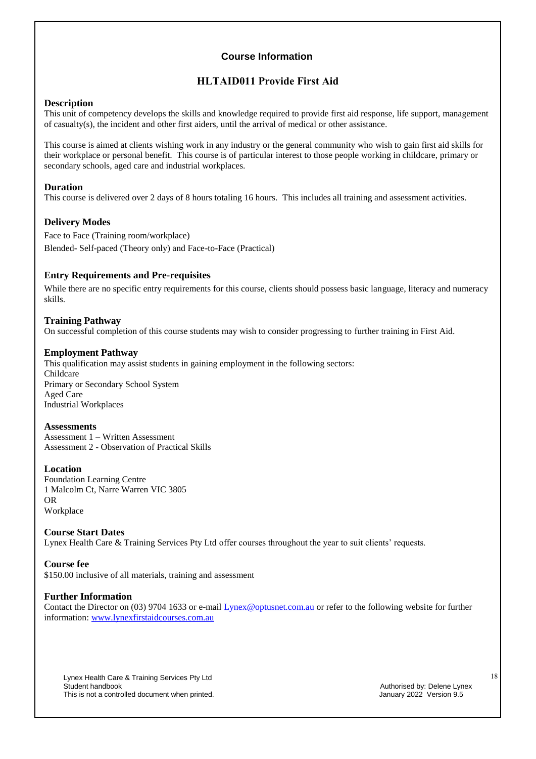## Course Information

# HLTAID011 Provide First Aid

### Description

This unit of competency develops the skills and knowledge required to provide first aid response, life support, management of casualty(s), the incident and other first aiders, until the arrival of medical or other assistance.

This course is aimed at clients wishing work in any industry or the general community who wish to gain first aid skills for their workplace or personal benefit. This course is of particular interest to those people working in childcare, primary or secondary schools, aged care and industrial workplaces.

### Duration

This course is delivered over 2 days of 8 hours totaling 16 hours. This includes all training and assessment activities.

### Delivery Modes

Face to Face (Training room/workplace)
Blended- Self-paced (Theory only) and Face-to-Face (Practical)

### Entry Requirements and Pre-requisites

While there are no specific entry requirements for this course, clients should possess basic language, literacy and numeracy skills.

### Training Pathway

On successful completion of this course students may wish to consider progressing to further training in First Aid.

### Employment Pathway

This qualification may assist students in gaining employment in the following sectors:
Childcare
Primary or Secondary School System
Aged Care
Industrial Workplaces

### Assessments

Assessment 1 – Written Assessment
Assessment 2 - Observation of Practical Skills

### Location

Foundation Learning Centre
1 Malcolm Ct, Narre Warren VIC 3805
OR
Workplace

### Course Start Dates

Lynex Health Care & Training Services Pty Ltd offer courses throughout the year to suit clients' requests.

### Course fee

$150.00 inclusive of all materials, training and assessment

### Further Information

Contact the Director on (03) 9704 1633 or e-mail Lynex@optusnet.com.au or refer to the following website for further information: www.lynexfirstaidcourses.com.au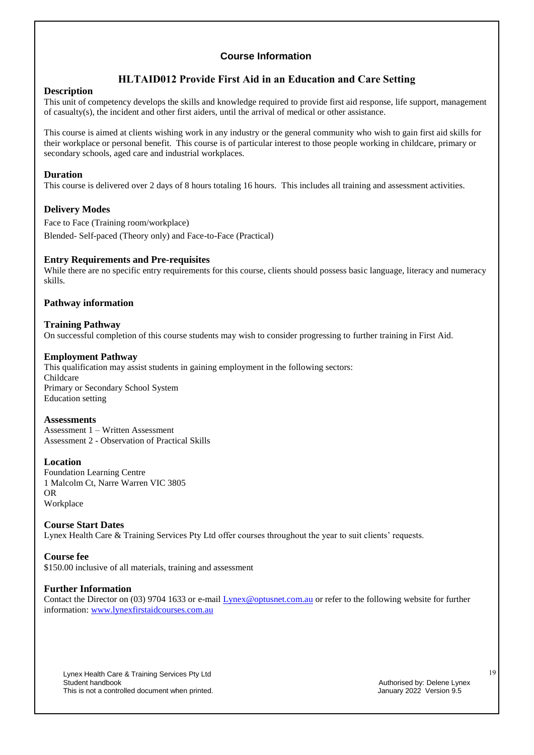## Course Information

# HLTAID012 Provide First Aid in an Education and Care Setting

### Description

This unit of competency develops the skills and knowledge required to provide first aid response, life support, management of casualty(s), the incident and other first aiders, until the arrival of medical or other assistance.

This course is aimed at clients wishing work in any industry or the general community who wish to gain first aid skills for their workplace or personal benefit. This course is of particular interest to those people working in childcare, primary or secondary schools, aged care and industrial workplaces.

### Duration

This course is delivered over 2 days of 8 hours totaling 16 hours. This includes all training and assessment activities.

### Delivery Modes

Face to Face (Training room/workplace)

Blended- Self-paced (Theory only) and Face-to-Face (Practical)

### Entry Requirements and Pre-requisites

While there are no specific entry requirements for this course, clients should possess basic language, literacy and numeracy skills.

### Pathway information

### Training Pathway

On successful completion of this course students may wish to consider progressing to further training in First Aid.

### Employment Pathway

This qualification may assist students in gaining employment in the following sectors:
Childcare
Primary or Secondary School System
Education setting

### Assessments

Assessment 1 – Written Assessment
Assessment 2 - Observation of Practical Skills

### Location

Foundation Learning Centre
1 Malcolm Ct, Narre Warren VIC 3805
OR
Workplace

### Course Start Dates

Lynex Health Care & Training Services Pty Ltd offer courses throughout the year to suit clients' requests.

### Course fee

$150.00 inclusive of all materials, training and assessment

### Further Information

Contact the Director on (03) 9704 1633 or e-mail Lynex@optusnet.com.au or refer to the following website for further information: www.lynexfirstaidcourses.com.au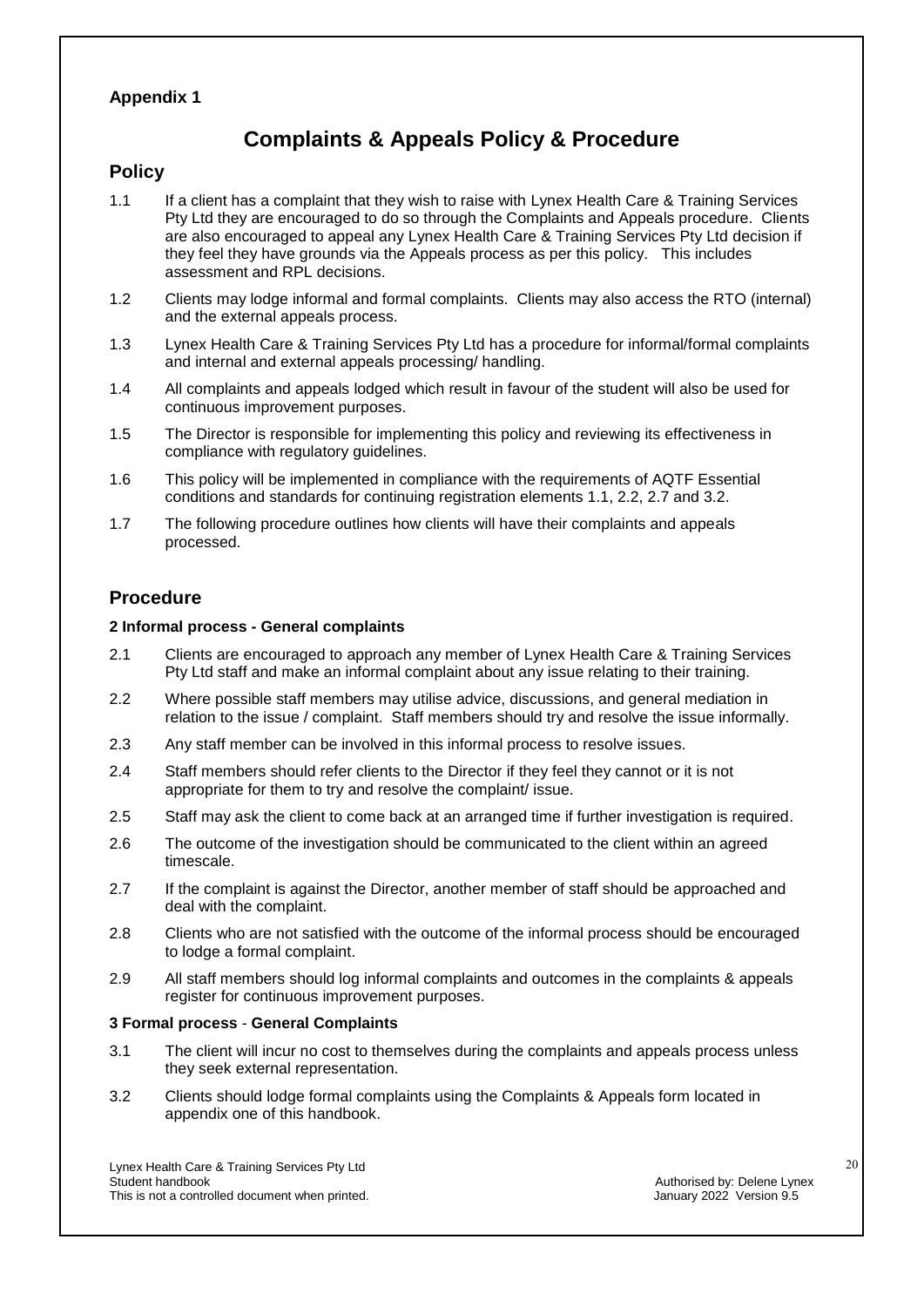**Appendix 1**

# Complaints & Appeals Policy & Procedure

## Policy

1.1 If a client has a complaint that they wish to raise with Lynex Health Care & Training Services Pty Ltd they are encouraged to do so through the Complaints and Appeals procedure. Clients are also encouraged to appeal any Lynex Health Care & Training Services Pty Ltd decision if they feel they have grounds via the Appeals process as per this policy. This includes assessment and RPL decisions.

1.2 Clients may lodge informal and formal complaints. Clients may also access the RTO (internal) and the external appeals process.

1.3 Lynex Health Care & Training Services Pty Ltd has a procedure for informal/formal complaints and internal and external appeals processing/ handling.

1.4 All complaints and appeals lodged which result in favour of the student will also be used for continuous improvement purposes.

1.5 The Director is responsible for implementing this policy and reviewing its effectiveness in compliance with regulatory guidelines.

1.6 This policy will be implemented in compliance with the requirements of AQTF Essential conditions and standards for continuing registration elements 1.1, 2.2, 2.7 and 3.2.

1.7 The following procedure outlines how clients will have their complaints and appeals processed.

## Procedure

### 2 Informal process - General complaints

2.1 Clients are encouraged to approach any member of Lynex Health Care & Training Services Pty Ltd staff and make an informal complaint about any issue relating to their training.

2.2 Where possible staff members may utilise advice, discussions, and general mediation in relation to the issue / complaint. Staff members should try and resolve the issue informally.

2.3 Any staff member can be involved in this informal process to resolve issues.

2.4 Staff members should refer clients to the Director if they feel they cannot or it is not appropriate for them to try and resolve the complaint/ issue.

2.5 Staff may ask the client to come back at an arranged time if further investigation is required.

2.6 The outcome of the investigation should be communicated to the client within an agreed timescale.

2.7 If the complaint is against the Director, another member of staff should be approached and deal with the complaint.

2.8 Clients who are not satisfied with the outcome of the informal process should be encouraged to lodge a formal complaint.

2.9 All staff members should log informal complaints and outcomes in the complaints & appeals register for continuous improvement purposes.

### 3 Formal process - General Complaints

3.1 The client will incur no cost to themselves during the complaints and appeals process unless they seek external representation.

3.2 Clients should lodge formal complaints using the Complaints & Appeals form located in appendix one of this handbook.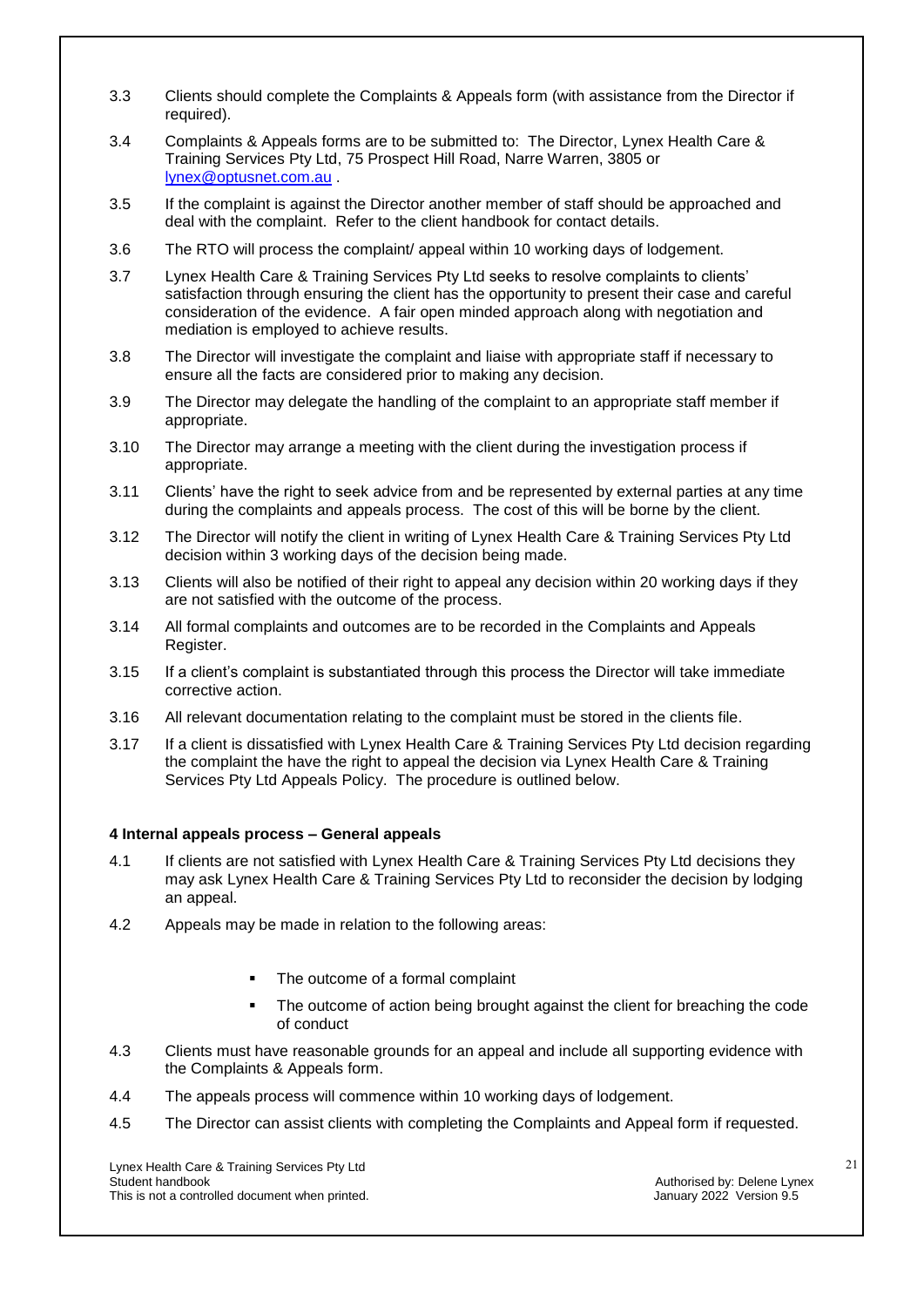3.3 Clients should complete the Complaints & Appeals form (with assistance from the Director if required).

3.4 Complaints & Appeals forms are to be submitted to: The Director, Lynex Health Care & Training Services Pty Ltd, 75 Prospect Hill Road, Narre Warren, 3805 or lynex@optusnet.com.au .

3.5 If the complaint is against the Director another member of staff should be approached and deal with the complaint. Refer to the client handbook for contact details.

3.6 The RTO will process the complaint/ appeal within 10 working days of lodgement.

3.7 Lynex Health Care & Training Services Pty Ltd seeks to resolve complaints to clients' satisfaction through ensuring the client has the opportunity to present their case and careful consideration of the evidence. A fair open minded approach along with negotiation and mediation is employed to achieve results.

3.8 The Director will investigate the complaint and liaise with appropriate staff if necessary to ensure all the facts are considered prior to making any decision.

3.9 The Director may delegate the handling of the complaint to an appropriate staff member if appropriate.

3.10 The Director may arrange a meeting with the client during the investigation process if appropriate.

3.11 Clients' have the right to seek advice from and be represented by external parties at any time during the complaints and appeals process. The cost of this will be borne by the client.

3.12 The Director will notify the client in writing of Lynex Health Care & Training Services Pty Ltd decision within 3 working days of the decision being made.

3.13 Clients will also be notified of their right to appeal any decision within 20 working days if they are not satisfied with the outcome of the process.

3.14 All formal complaints and outcomes are to be recorded in the Complaints and Appeals Register.

3.15 If a client's complaint is substantiated through this process the Director will take immediate corrective action.

3.16 All relevant documentation relating to the complaint must be stored in the clients file.

3.17 If a client is dissatisfied with Lynex Health Care & Training Services Pty Ltd decision regarding the complaint the have the right to appeal the decision via Lynex Health Care & Training Services Pty Ltd Appeals Policy. The procedure is outlined below.

**4 Internal appeals process – General appeals**

4.1 If clients are not satisfied with Lynex Health Care & Training Services Pty Ltd decisions they may ask Lynex Health Care & Training Services Pty Ltd to reconsider the decision by lodging an appeal.

4.2 Appeals may be made in relation to the following areas:

- The outcome of a formal complaint
- The outcome of action being brought against the client for breaching the code of conduct

4.3 Clients must have reasonable grounds for an appeal and include all supporting evidence with the Complaints & Appeals form.

4.4 The appeals process will commence within 10 working days of lodgement.

4.5 The Director can assist clients with completing the Complaints and Appeal form if requested.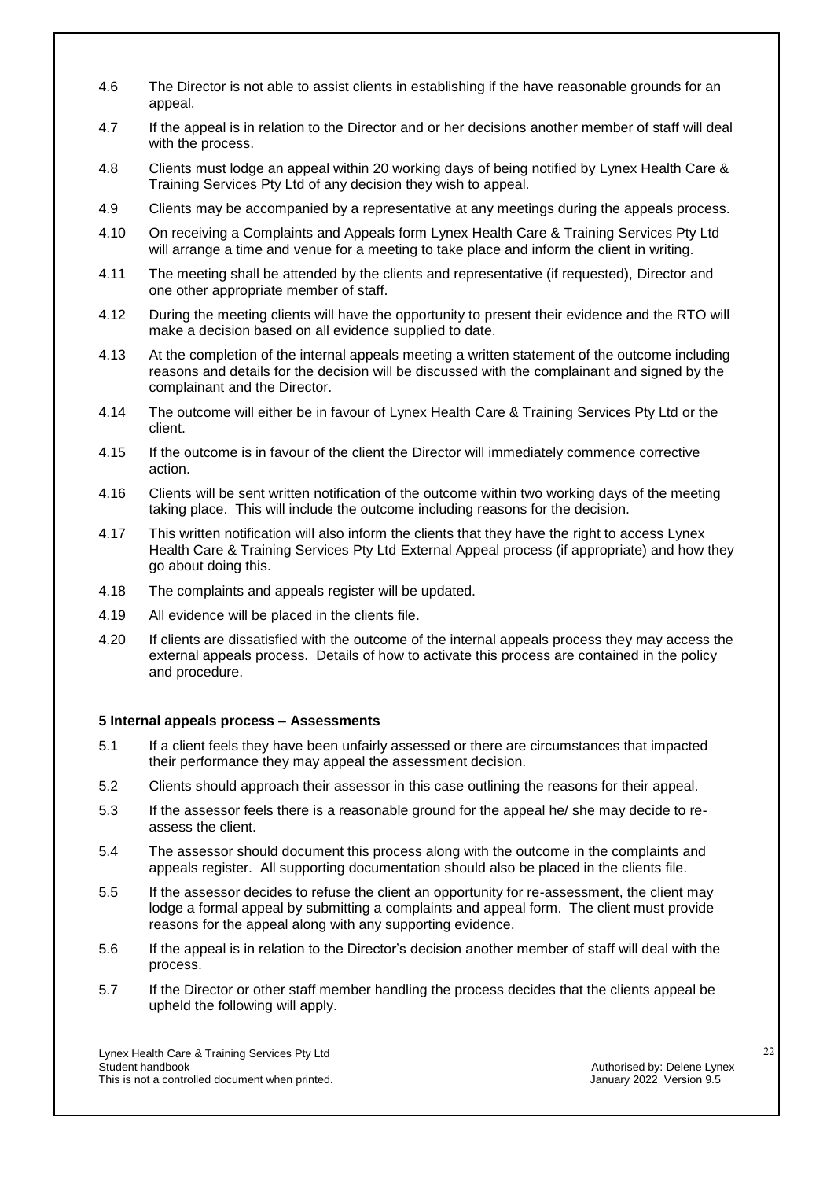4.6 The Director is not able to assist clients in establishing if the have reasonable grounds for an appeal.

4.7 If the appeal is in relation to the Director and or her decisions another member of staff will deal with the process.

4.8 Clients must lodge an appeal within 20 working days of being notified by Lynex Health Care & Training Services Pty Ltd of any decision they wish to appeal.

4.9 Clients may be accompanied by a representative at any meetings during the appeals process.

4.10 On receiving a Complaints and Appeals form Lynex Health Care & Training Services Pty Ltd will arrange a time and venue for a meeting to take place and inform the client in writing.

4.11 The meeting shall be attended by the clients and representative (if requested), Director and one other appropriate member of staff.

4.12 During the meeting clients will have the opportunity to present their evidence and the RTO will make a decision based on all evidence supplied to date.

4.13 At the completion of the internal appeals meeting a written statement of the outcome including reasons and details for the decision will be discussed with the complainant and signed by the complainant and the Director.

4.14 The outcome will either be in favour of Lynex Health Care & Training Services Pty Ltd or the client.

4.15 If the outcome is in favour of the client the Director will immediately commence corrective action.

4.16 Clients will be sent written notification of the outcome within two working days of the meeting taking place. This will include the outcome including reasons for the decision.

4.17 This written notification will also inform the clients that they have the right to access Lynex Health Care & Training Services Pty Ltd External Appeal process (if appropriate) and how they go about doing this.

4.18 The complaints and appeals register will be updated.

4.19 All evidence will be placed in the clients file.

4.20 If clients are dissatisfied with the outcome of the internal appeals process they may access the external appeals process. Details of how to activate this process are contained in the policy and procedure.

**5 Internal appeals process – Assessments**

5.1 If a client feels they have been unfairly assessed or there are circumstances that impacted their performance they may appeal the assessment decision.

5.2 Clients should approach their assessor in this case outlining the reasons for their appeal.

5.3 If the assessor feels there is a reasonable ground for the appeal he/ she may decide to re-assess the client.

5.4 The assessor should document this process along with the outcome in the complaints and appeals register. All supporting documentation should also be placed in the clients file.

5.5 If the assessor decides to refuse the client an opportunity for re-assessment, the client may lodge a formal appeal by submitting a complaints and appeal form. The client must provide reasons for the appeal along with any supporting evidence.

5.6 If the appeal is in relation to the Director's decision another member of staff will deal with the process.

5.7 If the Director or other staff member handling the process decides that the clients appeal be upheld the following will apply.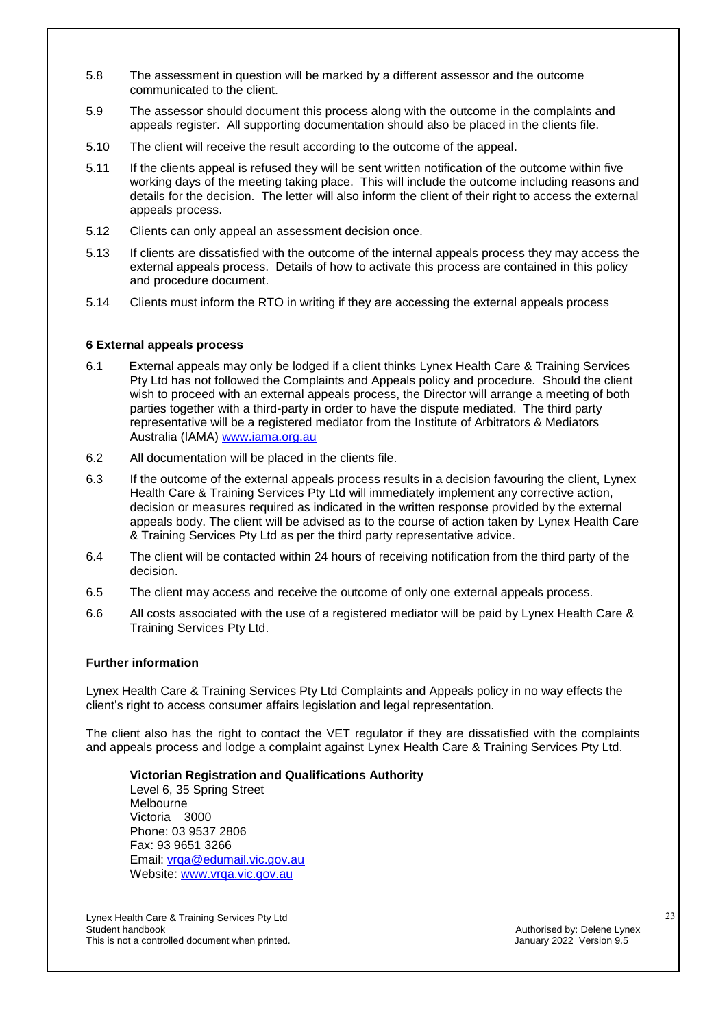5.8 The assessment in question will be marked by a different assessor and the outcome communicated to the client.

5.9 The assessor should document this process along with the outcome in the complaints and appeals register. All supporting documentation should also be placed in the clients file.

5.10 The client will receive the result according to the outcome of the appeal.

5.11 If the clients appeal is refused they will be sent written notification of the outcome within five working days of the meeting taking place. This will include the outcome including reasons and details for the decision. The letter will also inform the client of their right to access the external appeals process.

5.12 Clients can only appeal an assessment decision once.

5.13 If clients are dissatisfied with the outcome of the internal appeals process they may access the external appeals process. Details of how to activate this process are contained in this policy and procedure document.

5.14 Clients must inform the RTO in writing if they are accessing the external appeals process

**6 External appeals process**

6.1 External appeals may only be lodged if a client thinks Lynex Health Care & Training Services Pty Ltd has not followed the Complaints and Appeals policy and procedure. Should the client wish to proceed with an external appeals process, the Director will arrange a meeting of both parties together with a third-party in order to have the dispute mediated. The third party representative will be a registered mediator from the Institute of Arbitrators & Mediators Australia (IAMA) www.iama.org.au

6.2 All documentation will be placed in the clients file.

6.3 If the outcome of the external appeals process results in a decision favouring the client, Lynex Health Care & Training Services Pty Ltd will immediately implement any corrective action, decision or measures required as indicated in the written response provided by the external appeals body. The client will be advised as to the course of action taken by Lynex Health Care & Training Services Pty Ltd as per the third party representative advice.

6.4 The client will be contacted within 24 hours of receiving notification from the third party of the decision.

6.5 The client may access and receive the outcome of only one external appeals process.

6.6 All costs associated with the use of a registered mediator will be paid by Lynex Health Care & Training Services Pty Ltd.

**Further information**

Lynex Health Care & Training Services Pty Ltd Complaints and Appeals policy in no way effects the client's right to access consumer affairs legislation and legal representation.

The client also has the right to contact the VET regulator if they are dissatisfied with the complaints and appeals process and lodge a complaint against Lynex Health Care & Training Services Pty Ltd.

**Victorian Registration and Qualifications Authority**
Level 6, 35 Spring Street
Melbourne
Victoria 3000
Phone: 03 9537 2806
Fax: 93 9651 3266
Email: vrqa@edumail.vic.gov.au
Website: www.vrqa.vic.gov.au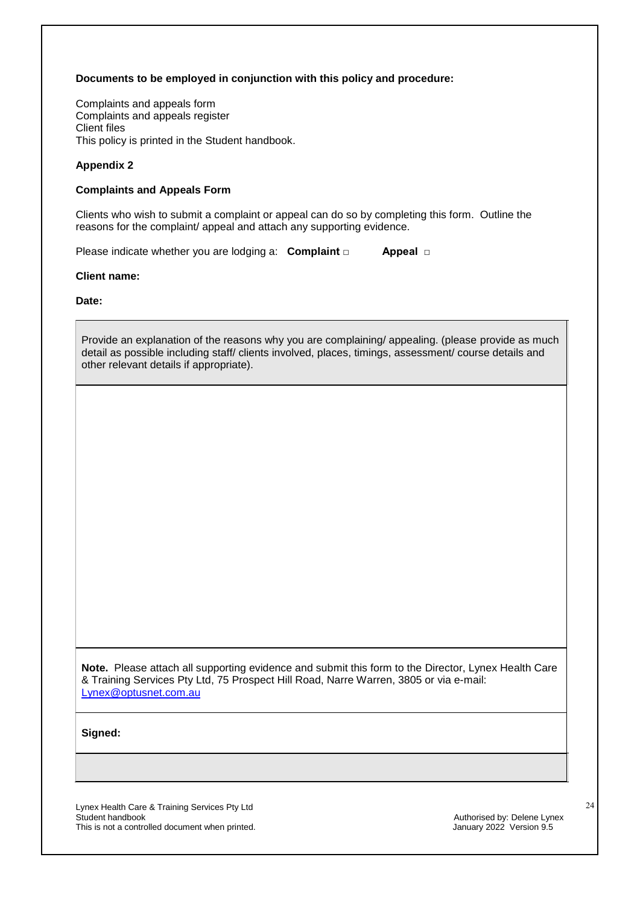**Documents to be employed in conjunction with this policy and procedure:**

Complaints and appeals form
Complaints and appeals register
Client files
This policy is printed in the Student handbook.

## Appendix 2

### Complaints and Appeals Form

Clients who wish to submit a complaint or appeal can do so by completing this form. Outline the reasons for the complaint/ appeal and attach any supporting evidence.

Please indicate whether you are lodging a: **Complaint** □ **Appeal** □

**Client name:**

**Date:**

| Provide an explanation of the reasons why you are complaining/ appealing. (please provide as much detail as possible including staff/ clients involved, places, timings, assessment/ course details and other relevant details if appropriate). |
|---|
| |
| **Note.** Please attach all supporting evidence and submit this form to the Director, Lynex Health Care & Training Services Pty Ltd, 75 Prospect Hill Road, Narre Warren, 3805 or via e-mail: [Lynex@optusnet.com.au](mailto:Lynex@optusnet.com.au) |
| **Signed:** |
| |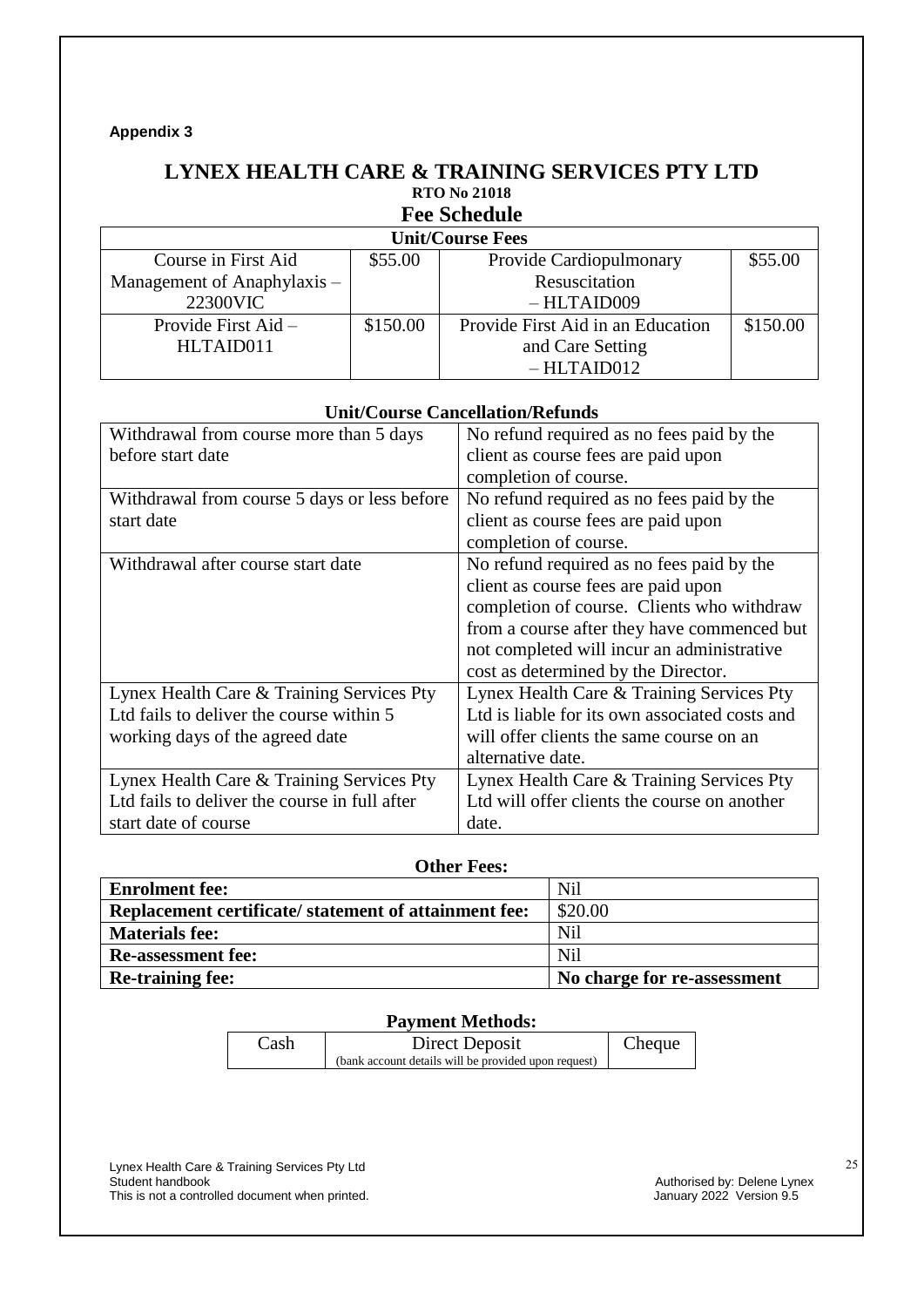**Appendix 3**

# LYNEX HEALTH CARE & TRAINING SERVICES PTY LTD

**RTO No 21018**

## Fee Schedule

| Unit/Course Fees | | | |
|---|---|---|---|
| Course in First Aid Management of Anaphylaxis – 22300VIC | $55.00 | Provide Cardiopulmonary Resuscitation – HLTAID009 | $55.00 |
| Provide First Aid – HLTAID011 | $150.00 | Provide First Aid in an Education and Care Setting – HLTAID012 | $150.00 |

### Unit/Course Cancellation/Refunds

| | |
|---|---|
| Withdrawal from course more than 5 days before start date | No refund required as no fees paid by the client as course fees are paid upon completion of course. |
| Withdrawal from course 5 days or less before start date | No refund required as no fees paid by the client as course fees are paid upon completion of course. |
| Withdrawal after course start date | No refund required as no fees paid by the client as course fees are paid upon completion of course. Clients who withdraw from a course after they have commenced but not completed will incur an administrative cost as determined by the Director. |
| Lynex Health Care & Training Services Pty Ltd fails to deliver the course within 5 working days of the agreed date | Lynex Health Care & Training Services Pty Ltd is liable for its own associated costs and will offer clients the same course on an alternative date. |
| Lynex Health Care & Training Services Pty Ltd fails to deliver the course in full after start date of course | Lynex Health Care & Training Services Pty Ltd will offer clients the course on another date. |

### Other Fees:

| | |
|---|---|
| **Enrolment fee:** | Nil |
| **Replacement certificate/ statement of attainment fee:** | $20.00 |
| **Materials fee:** | Nil |
| **Re-assessment fee:** | Nil |
| **Re-training fee:** | **No charge for re-assessment** |

### Payment Methods:

| | | |
|---|---|---|
| Cash | Direct Deposit (bank account details will be provided upon request) | Cheque |

Lynex Health Care & Training Services Pty Ltd
Student handbook
This is not a controlled document when printed.

Authorised by: Delene Lynex
January 2022 Version 9.5